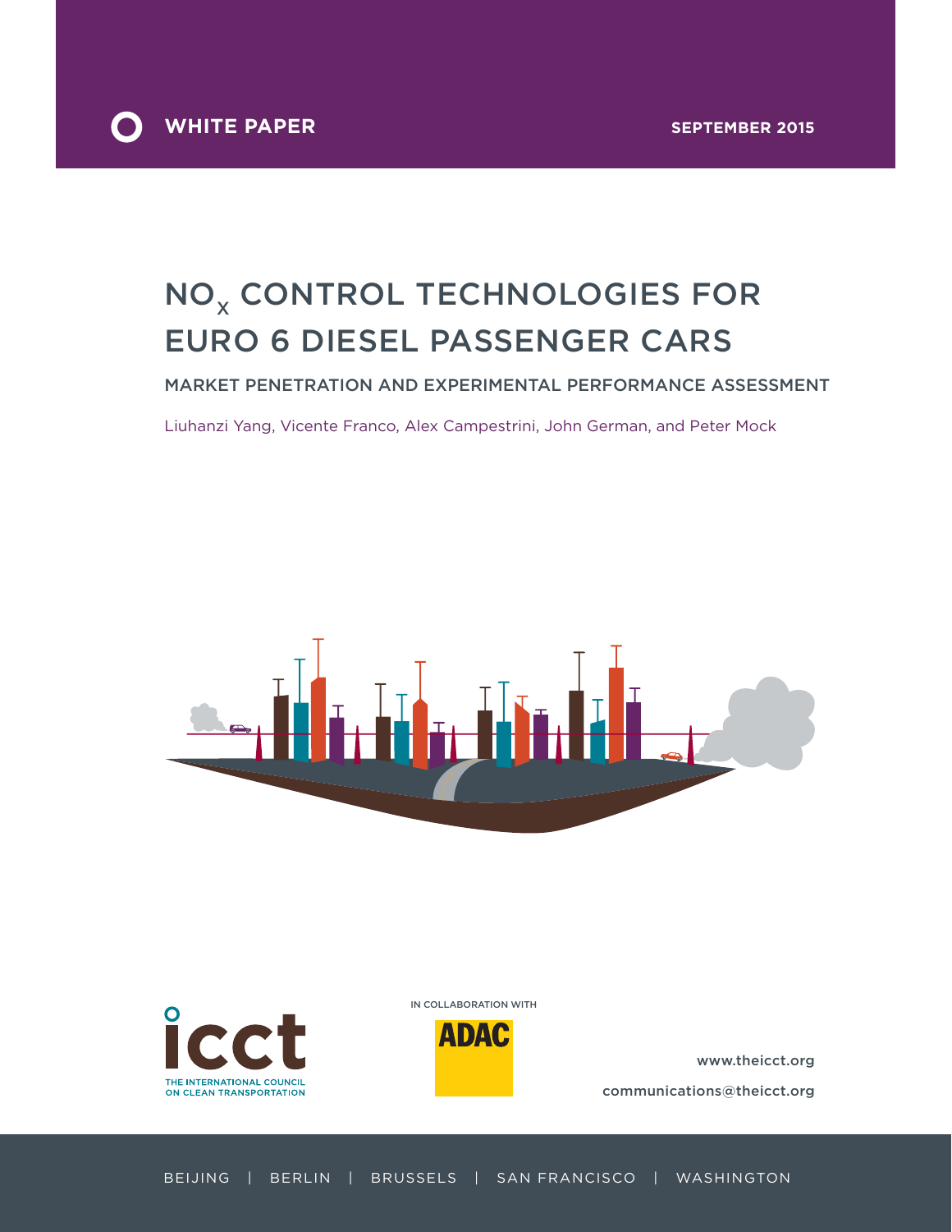WHITE PAPER

SEPTEMBER 2015

# $NO_x$ CONTROL TECHNOLOGIES FOR EURO 6 DIESEL PASSENGER CARS

## MARKET PENETRATION AND EXPERIMENTAL PERFORMANCE ASSESSMENT

Liuhanzi Yang, Vicente Franco, Alex Campestrini, John German, and Peter Mock

THE INTERNATIONAL COUNCIL ON CLEAN TRANSPORTATION

IN COLLABORATION WITH

ADAC

www.theicct.org

communications@theicct.org

BEIJING | BERLIN | BRUSSELS | SAN FRANCISCO | WASHINGTON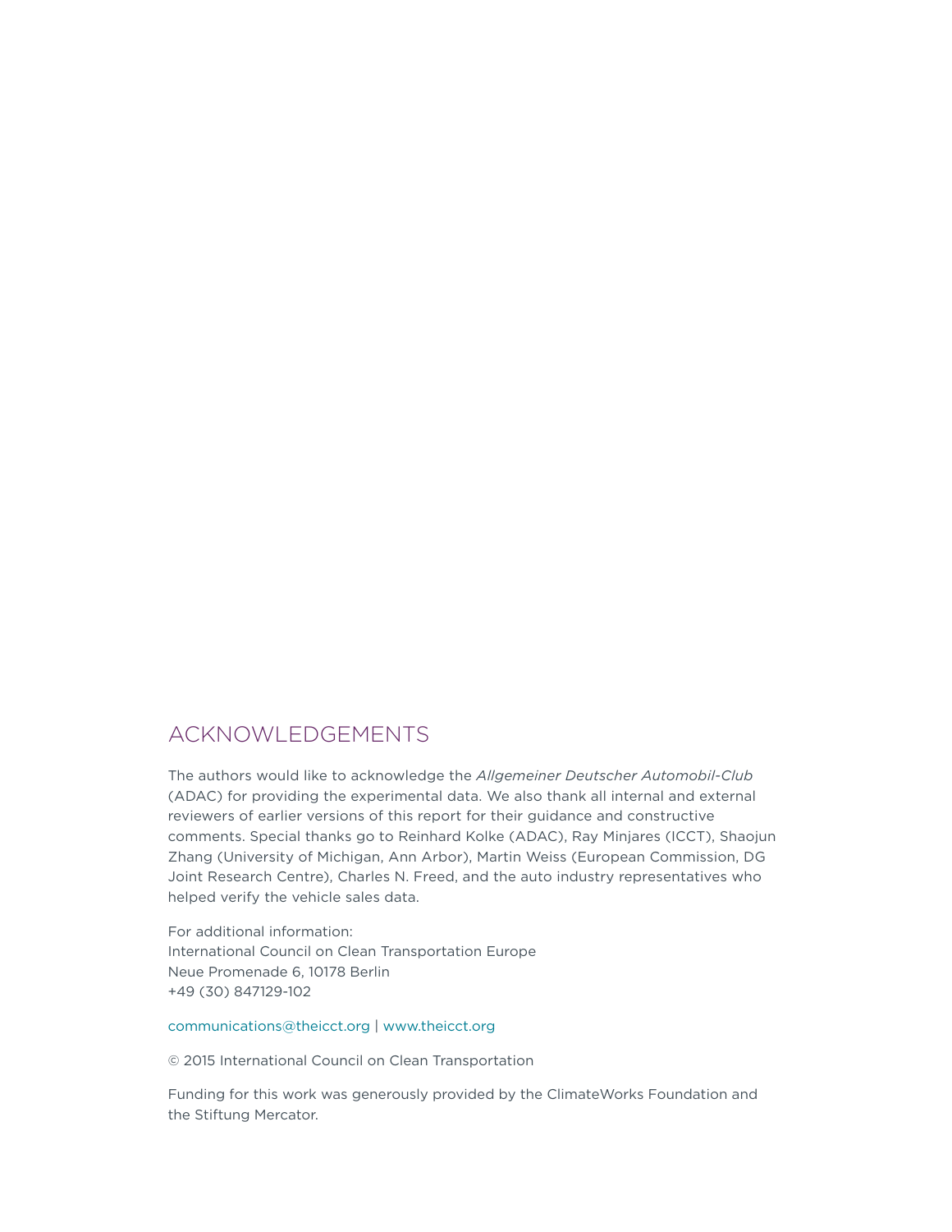## ACKNOWLEDGEMENTS

The authors would like to acknowledge the *Allgemeiner Deutscher Automobil-Club* (ADAC) for providing the experimental data. We also thank all internal and external reviewers of earlier versions of this report for their guidance and constructive comments. Special thanks go to Reinhard Kolke (ADAC), Ray Minjares (ICCT), Shaojun Zhang (University of Michigan, Ann Arbor), Martin Weiss (European Commission, DG Joint Research Centre), Charles N. Freed, and the auto industry representatives who helped verify the vehicle sales data.

For additional information:
International Council on Clean Transportation Europe
Neue Promenade 6, 10178 Berlin
+49 (30) 847129-102

communications@theicct.org | www.theicct.org

© 2015 International Council on Clean Transportation

Funding for this work was generously provided by the ClimateWorks Foundation and the Stiftung Mercator.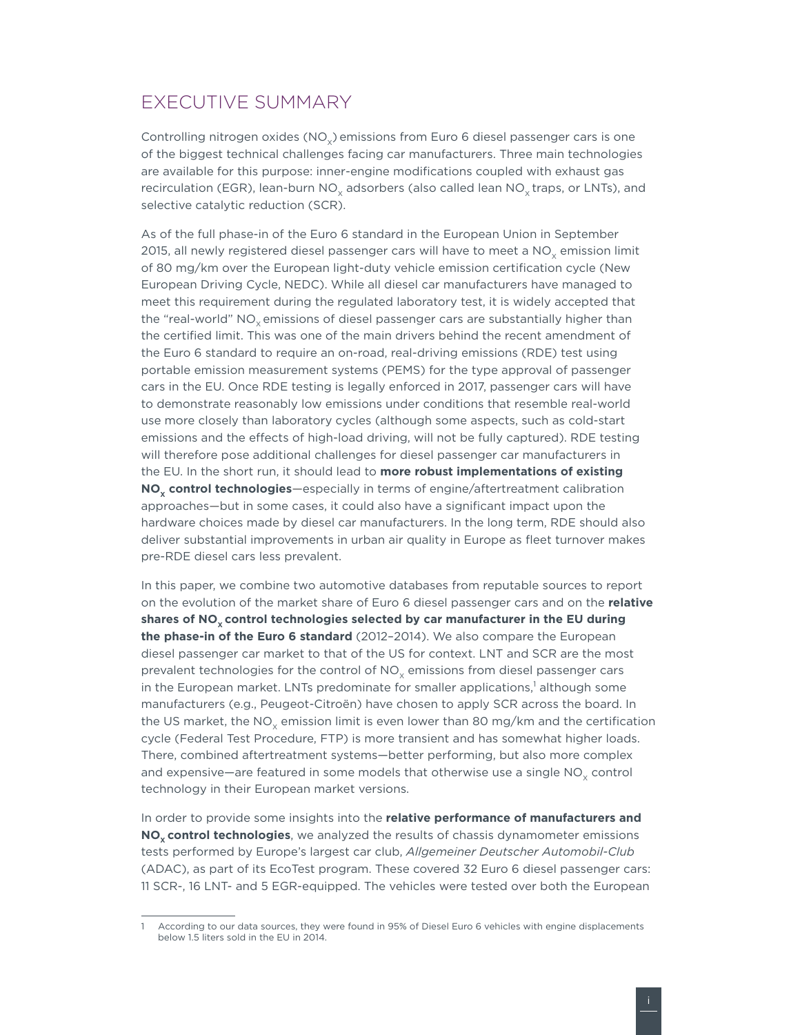# EXECUTIVE SUMMARY

Controlling nitrogen oxides ($NO_x$) emissions from Euro 6 diesel passenger cars is one of the biggest technical challenges facing car manufacturers. Three main technologies are available for this purpose: inner-engine modifications coupled with exhaust gas recirculation (EGR), lean-burn $NO_x$ adsorbers (also called lean $NO_x$ traps, or LNTs), and selective catalytic reduction (SCR).

As of the full phase-in of the Euro 6 standard in the European Union in September 2015, all newly registered diesel passenger cars will have to meet a $NO_x$ emission limit of 80 mg/km over the European light-duty vehicle emission certification cycle (New European Driving Cycle, NEDC). While all diesel car manufacturers have managed to meet this requirement during the regulated laboratory test, it is widely accepted that the "real-world" $NO_x$ emissions of diesel passenger cars are substantially higher than the certified limit. This was one of the main drivers behind the recent amendment of the Euro 6 standard to require an on-road, real-driving emissions (RDE) test using portable emission measurement systems (PEMS) for the type approval of passenger cars in the EU. Once RDE testing is legally enforced in 2017, passenger cars will have to demonstrate reasonably low emissions under conditions that resemble real-world use more closely than laboratory cycles (although some aspects, such as cold-start emissions and the effects of high-load driving, will not be fully captured). RDE testing will therefore pose additional challenges for diesel passenger car manufacturers in the EU. In the short run, it should lead to **more robust implementations of existing $NO_x$ control technologies**—especially in terms of engine/aftertreatment calibration approaches—but in some cases, it could also have a significant impact upon the hardware choices made by diesel car manufacturers. In the long term, RDE should also deliver substantial improvements in urban air quality in Europe as fleet turnover makes pre-RDE diesel cars less prevalent.

In this paper, we combine two automotive databases from reputable sources to report on the evolution of the market share of Euro 6 diesel passenger cars and on the **relative shares of $NO_x$ control technologies selected by car manufacturer in the EU during the phase-in of the Euro 6 standard** (2012–2014). We also compare the European diesel passenger car market to that of the US for context. LNT and SCR are the most prevalent technologies for the control of $NO_x$ emissions from diesel passenger cars in the European market. LNTs predominate for smaller applications,[1] although some manufacturers (e.g., Peugeot-Citroën) have chosen to apply SCR across the board. In the US market, the $NO_x$ emission limit is even lower than 80 mg/km and the certification cycle (Federal Test Procedure, FTP) is more transient and has somewhat higher loads. There, combined aftertreatment systems—better performing, but also more complex and expensive—are featured in some models that otherwise use a single $NO_x$ control technology in their European market versions.

In order to provide some insights into the **relative performance of manufacturers and $NO_x$ control technologies**, we analyzed the results of chassis dynamometer emissions tests performed by Europe's largest car club, *Allgemeiner Deutscher Automobil-Club* (ADAC), as part of its EcoTest program. These covered 32 Euro 6 diesel passenger cars: 11 SCR-, 16 LNT- and 5 EGR-equipped. The vehicles were tested over both the European

---

1 According to our data sources, they were found in 95% of Diesel Euro 6 vehicles with engine displacements below 1.5 liters sold in the EU in 2014.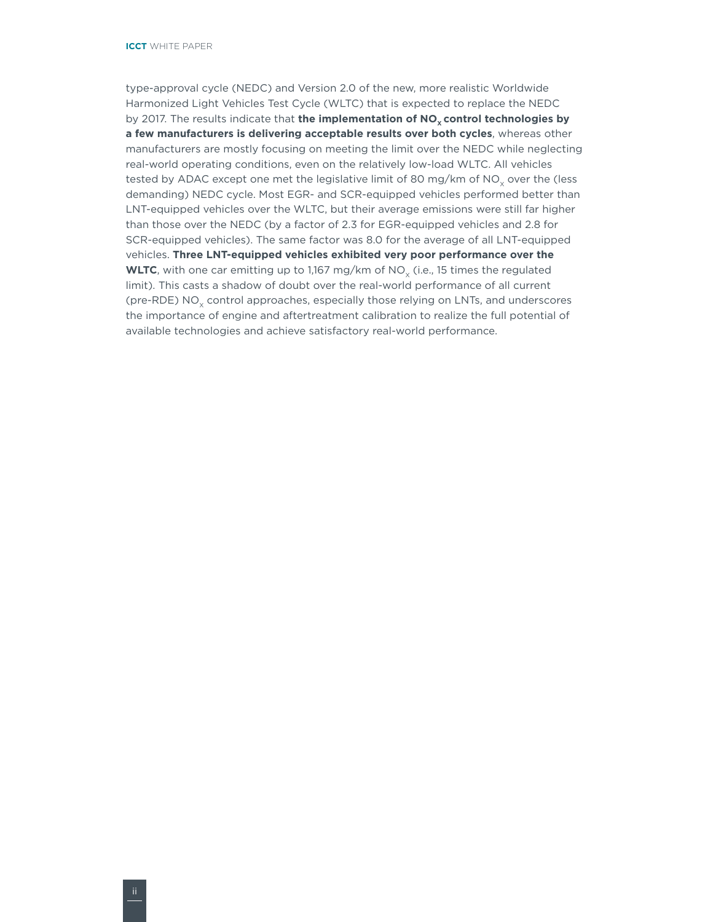type-approval cycle (NEDC) and Version 2.0 of the new, more realistic Worldwide Harmonized Light Vehicles Test Cycle (WLTC) that is expected to replace the NEDC by 2017. The results indicate that **the implementation of $NO_x$ control technologies by a few manufacturers is delivering acceptable results over both cycles**, whereas other manufacturers are mostly focusing on meeting the limit over the NEDC while neglecting real-world operating conditions, even on the relatively low-load WLTC. All vehicles tested by ADAC except one met the legislative limit of 80 mg/km of $NO_x$ over the (less demanding) NEDC cycle. Most EGR- and SCR-equipped vehicles performed better than LNT-equipped vehicles over the WLTC, but their average emissions were still far higher than those over the NEDC (by a factor of 2.3 for EGR-equipped vehicles and 2.8 for SCR-equipped vehicles). The same factor was 8.0 for the average of all LNT-equipped vehicles. **Three LNT-equipped vehicles exhibited very poor performance over the WLTC**, with one car emitting up to 1,167 mg/km of $NO_x$ (i.e., 15 times the regulated limit). This casts a shadow of doubt over the real-world performance of all current (pre-RDE) $NO_x$ control approaches, especially those relying on LNTs, and underscores the importance of engine and aftertreatment calibration to realize the full potential of available technologies and achieve satisfactory real-world performance.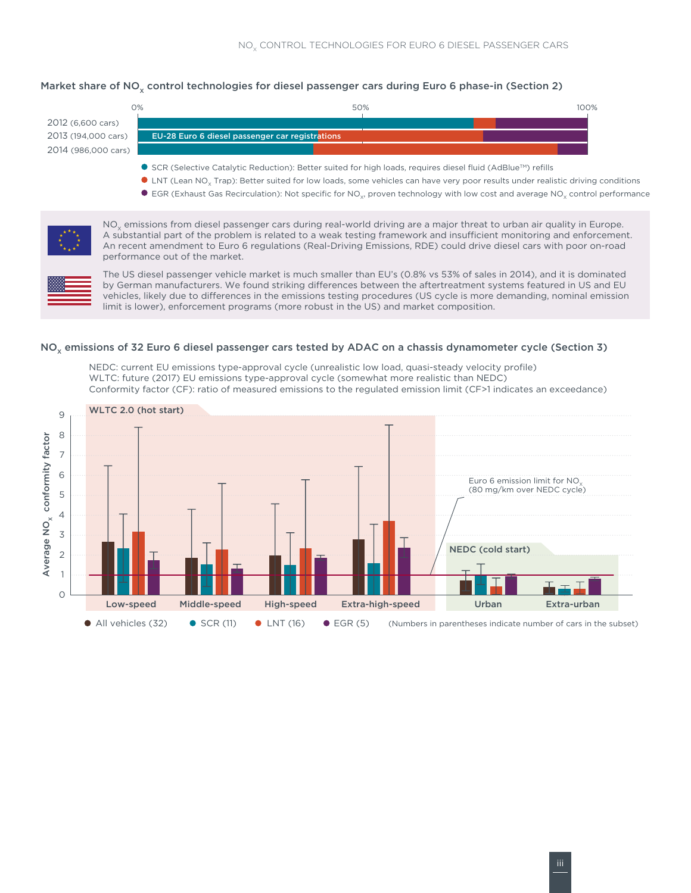**Market share of $NO_x$ control technologies for diesel passenger cars during Euro 6 phase-in (Section 2)**

0% 50% 100%

2012 (6,600 cars)
2013 (194,000 cars)
2014 (986,000 cars)

EU-28 Euro 6 diesel passenger car registrations

- SCR (Selective Catalytic Reduction): Better suited for high loads, requires diesel fluid (AdBlue™) refills
- LNT (Lean $NO_x$ Trap): Better suited for low loads, some vehicles can have very poor results under realistic driving conditions
- EGR (Exhaust Gas Recirculation): Not specific for $NO_x$, proven technology with low cost and average $NO_x$ control performance

$NO_x$ emissions from diesel passenger cars during real-world driving are a major threat to urban air quality in Europe. A substantial part of the problem is related to a weak testing framework and insufficient monitoring and enforcement. An recent amendment to Euro 6 regulations (Real-Driving Emissions, RDE) could drive diesel cars with poor on-road performance out of the market.

The US diesel passenger vehicle market is much smaller than EU's (0.8% vs 53% of sales in 2014), and it is dominated by German manufacturers. We found striking differences between the aftertreatment systems featured in US and EU vehicles, likely due to differences in the emissions testing procedures (US cycle is more demanding, nominal emission limit is lower), enforcement programs (more robust in the US) and market composition.

**$NO_x$ emissions of 32 Euro 6 diesel passenger cars tested by ADAC on a chassis dynamometer cycle (Section 3)**

NEDC: current EU emissions type-approval cycle (unrealistic low load, quasi-steady velocity profile)
WLTC: future (2017) EU emissions type-approval cycle (somewhat more realistic than NEDC)
Conformity factor (CF): ratio of measured emissions to the regulated emission limit (CF>1 indicates an exceedance)

Average $NO_x$ conformity factor

WLTC 2.0 (hot start): Low-speed, Middle-speed, High-speed, Extra-high-speed

NEDC (cold start): Urban, Extra-urban

Euro 6 emission limit for $NO_x$ (80 mg/km over NEDC cycle)

All vehicles (32) SCR (11) LNT (16) EGR (5) (Numbers in parentheses indicate number of cars in the subset)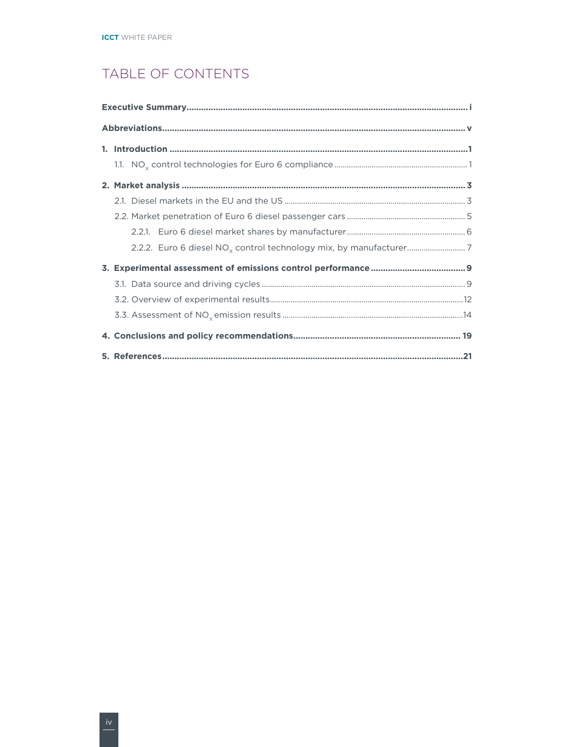# TABLE OF CONTENTS

**Executive Summary** .......... i

**Abbreviations** .......... v

**1. Introduction** .......... 1

- 1.1. $NO_x$ control technologies for Euro 6 compliance .......... 1

**2. Market analysis** .......... 3

- 2.1. Diesel markets in the EU and the US .......... 3
- 2.2. Market penetration of Euro 6 diesel passenger cars .......... 5
  - 2.2.1. Euro 6 diesel market shares by manufacturer .......... 6
  - 2.2.2. Euro 6 diesel $NO_x$ control technology mix, by manufacturer .......... 7

**3. Experimental assessment of emissions control performance** .......... 9

- 3.1. Data source and driving cycles .......... 9
- 3.2. Overview of experimental results .......... 12
- 3.3. Assessment of $NO_x$ emission results .......... 14

**4. Conclusions and policy recommendations** .......... 19

**5. References** .......... 21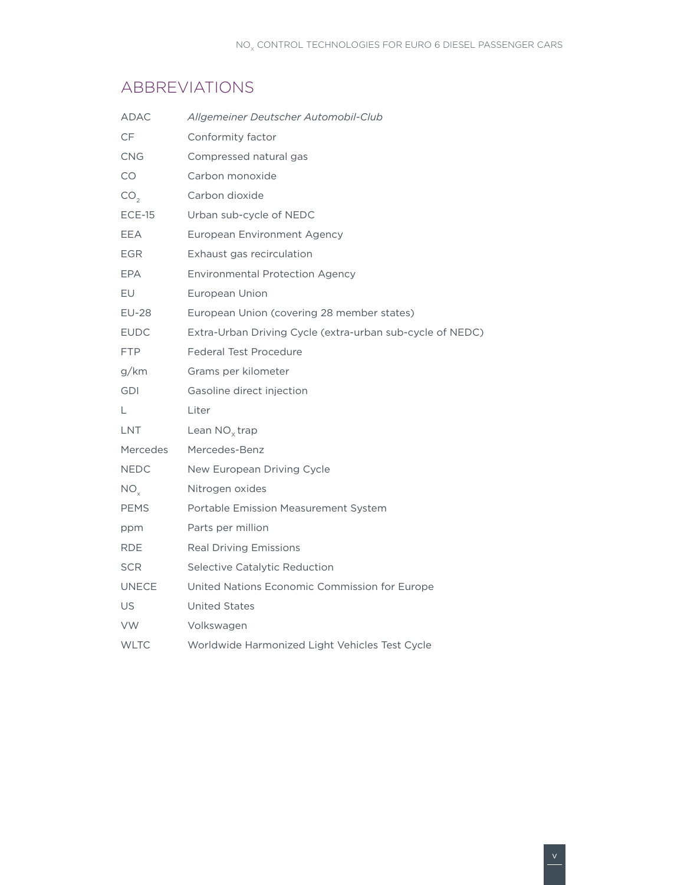## ABBREVIATIONS

| | |
|---|---|
| ADAC | *Allgemeiner Deutscher Automobil-Club* |
| CF | Conformity factor |
| CNG | Compressed natural gas |
| CO | Carbon monoxide |
| $CO_2$ | Carbon dioxide |
| ECE-15 | Urban sub-cycle of NEDC |
| EEA | European Environment Agency |
| EGR | Exhaust gas recirculation |
| EPA | Environmental Protection Agency |
| EU | European Union |
| EU-28 | European Union (covering 28 member states) |
| EUDC | Extra-Urban Driving Cycle (extra-urban sub-cycle of NEDC) |
| FTP | Federal Test Procedure |
| g/km | Grams per kilometer |
| GDI | Gasoline direct injection |
| L | Liter |
| LNT | Lean $NO_x$ trap |
| Mercedes | Mercedes-Benz |
| NEDC | New European Driving Cycle |
| $NO_x$ | Nitrogen oxides |
| PEMS | Portable Emission Measurement System |
| ppm | Parts per million |
| RDE | Real Driving Emissions |
| SCR | Selective Catalytic Reduction |
| UNECE | United Nations Economic Commission for Europe |
| US | United States |
| VW | Volkswagen |
| WLTC | Worldwide Harmonized Light Vehicles Test Cycle |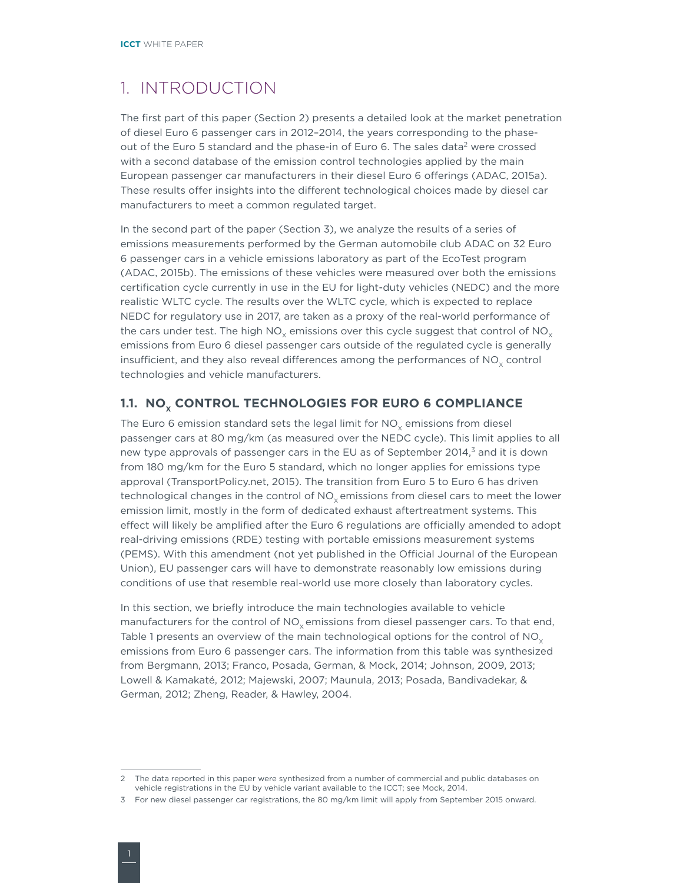# 1. INTRODUCTION

The first part of this paper (Section 2) presents a detailed look at the market penetration of diesel Euro 6 passenger cars in 2012–2014, the years corresponding to the phase-out of the Euro 5 standard and the phase-in of Euro 6. The sales data[2] were crossed with a second database of the emission control technologies applied by the main European passenger car manufacturers in their diesel Euro 6 offerings (ADAC, 2015a). These results offer insights into the different technological choices made by diesel car manufacturers to meet a common regulated target.

In the second part of the paper (Section 3), we analyze the results of a series of emissions measurements performed by the German automobile club ADAC on 32 Euro 6 passenger cars in a vehicle emissions laboratory as part of the EcoTest program (ADAC, 2015b). The emissions of these vehicles were measured over both the emissions certification cycle currently in use in the EU for light-duty vehicles (NEDC) and the more realistic WLTC cycle. The results over the WLTC cycle, which is expected to replace NEDC for regulatory use in 2017, are taken as a proxy of the real-world performance of the cars under test. The high $NO_x$ emissions over this cycle suggest that control of $NO_x$ emissions from Euro 6 diesel passenger cars outside of the regulated cycle is generally insufficient, and they also reveal differences among the performances of $NO_x$ control technologies and vehicle manufacturers.

## 1.1. $NO_x$ CONTROL TECHNOLOGIES FOR EURO 6 COMPLIANCE

The Euro 6 emission standard sets the legal limit for $NO_x$ emissions from diesel passenger cars at 80 mg/km (as measured over the NEDC cycle). This limit applies to all new type approvals of passenger cars in the EU as of September 2014,[3] and it is down from 180 mg/km for the Euro 5 standard, which no longer applies for emissions type approval (TransportPolicy.net, 2015). The transition from Euro 5 to Euro 6 has driven technological changes in the control of $NO_x$ emissions from diesel cars to meet the lower emission limit, mostly in the form of dedicated exhaust aftertreatment systems. This effect will likely be amplified after the Euro 6 regulations are officially amended to adopt real-driving emissions (RDE) testing with portable emissions measurement systems (PEMS). With this amendment (not yet published in the Official Journal of the European Union), EU passenger cars will have to demonstrate reasonably low emissions during conditions of use that resemble real-world use more closely than laboratory cycles.

In this section, we briefly introduce the main technologies available to vehicle manufacturers for the control of $NO_x$ emissions from diesel passenger cars. To that end, Table 1 presents an overview of the main technological options for the control of $NO_x$ emissions from Euro 6 passenger cars. The information from this table was synthesized from Bergmann, 2013; Franco, Posada, German, & Mock, 2014; Johnson, 2009, 2013; Lowell & Kamakaté, 2012; Majewski, 2007; Maunula, 2013; Posada, Bandivadekar, & German, 2012; Zheng, Reader, & Hawley, 2004.

---

2 The data reported in this paper were synthesized from a number of commercial and public databases on vehicle registrations in the EU by vehicle variant available to the ICCT; see Mock, 2014.

3 For new diesel passenger car registrations, the 80 mg/km limit will apply from September 2015 onward.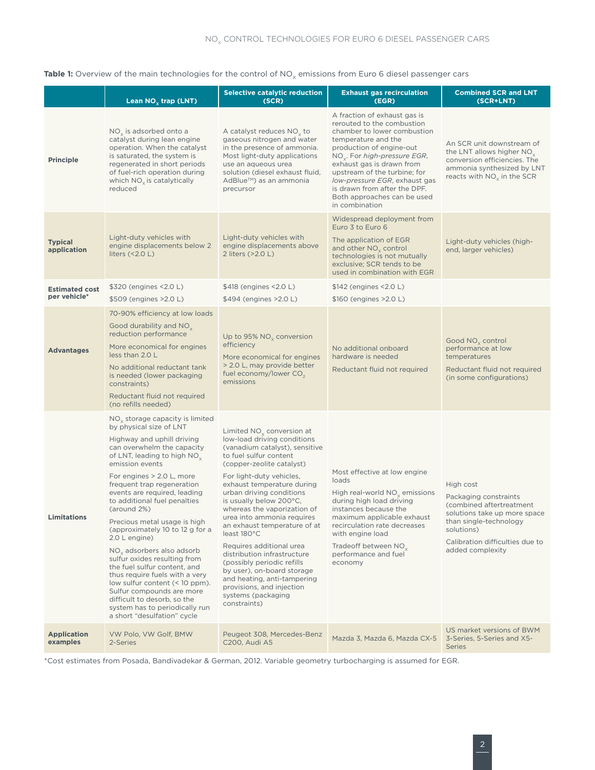**Table 1:** Overview of the main technologies for the control of $NO_x$ emissions from Euro 6 diesel passenger cars

| | Lean $NO_x$ trap (LNT) | Selective catalytic reduction (SCR) | Exhaust gas recirculation (EGR) | Combined SCR and LNT (SCR+LNT) |
|---|---|---|---|---|
| **Principle** | $NO_x$ is adsorbed onto a catalyst during lean engine operation. When the catalyst is saturated, the system is regenerated in short periods of fuel-rich operation during which $NO_x$ is catalytically reduced | A catalyst reduces $NO_x$ to gaseous nitrogen and water in the presence of ammonia. Most light-duty applications use an aqueous urea solution (diesel exhaust fluid, AdBlue™) as an ammonia precursor | A fraction of exhaust gas is rerouted to the combustion chamber to lower combustion temperature and the production of engine-out $NO_x$. For *high-pressure EGR*, exhaust gas is drawn from upstream of the turbine; for *low-pressure EGR*, exhaust gas is drawn from after the DPF. Both approaches can be used in combination | An SCR unit downstream of the LNT allows higher $NO_x$ conversion efficiencies. The ammonia synthesized by LNT reacts with $NO_x$ in the SCR |
| **Typical application** | Light-duty vehicles with engine displacements below 2 liters (<2.0 L) | Light-duty vehicles with engine displacements above 2 liters (>2.0 L) | Widespread deployment from Euro 3 to Euro 6<br><br>The application of EGR and other $NO_x$ control technologies is not mutually exclusive; SCR tends to be used in combination with EGR | Light-duty vehicles (high-end, larger vehicles) |
| **Estimated cost per vehicle*** | \$320 (engines <2.0 L)<br><br>\$509 (engines >2.0 L) | \$418 (engines <2.0 L)<br><br>\$494 (engines >2.0 L) | \$142 (engines <2.0 L)<br><br>\$160 (engines >2.0 L) | |
| **Advantages** | 70-90% efficiency at low loads<br><br>Good durability and $NO_x$ reduction performance<br><br>More economical for engines less than 2.0 L<br><br>No additional reductant tank is needed (lower packaging constraints)<br><br>Reductant fluid not required (no refills needed) | Up to 95% $NO_x$ conversion efficiency<br><br>More economical for engines > 2.0 L, may provide better fuel economy/lower $CO_2$ emissions | No additional onboard hardware is needed<br><br>Reductant fluid not required | Good $NO_x$ control performance at low temperatures<br><br>Reductant fluid not required (in some configurations) |
| **Limitations** | $NO_x$ storage capacity is limited by physical size of LNT<br><br>Highway and uphill driving can overwhelm the capacity of LNT, leading to high $NO_x$ emission events<br><br>For engines > 2.0 L, more frequent trap regeneration events are required, leading to additional fuel penalties (around 2%)<br><br>Precious metal usage is high (approximately 10 to 12 g for a 2.0 L engine)<br><br>$NO_x$ adsorbers also adsorb sulfur oxides resulting from the fuel sulfur content, and thus require fuels with a very low sulfur content (< 10 ppm). Sulfur compounds are more difficult to desorb, so the system has to periodically run a short "desulfation" cycle | Limited $NO_x$ conversion at low-load driving conditions (vanadium catalyst), sensitive to fuel sulfur content (copper-zeolite catalyst)<br><br>For light-duty vehicles, exhaust temperature during urban driving conditions is usually below 200°C, whereas the vaporization of urea into ammonia requires an exhaust temperature of at least 180°C<br><br>Requires additional urea distribution infrastructure (possibly periodic refills by user), on-board storage and heating, anti-tampering provisions, and injection systems (packaging constraints) | Most effective at low engine loads<br><br>High real-world $NO_x$ emissions during high load driving instances because the maximum applicable exhaust recirculation rate decreases with engine load<br><br>Tradeoff between $NO_x$ performance and fuel economy | High cost<br><br>Packaging constraints (combined aftertreatment solutions take up more space than single-technology solutions)<br><br>Calibration difficulties due to added complexity |
| **Application examples** | VW Polo, VW Golf, BMW 2-Series | Peugeot 308, Mercedes-Benz C200, Audi A5 | Mazda 3, Mazda 6, Mazda CX-5 | US market versions of BWM 3-Series, 5-Series and X5-Series |

*Cost estimates from Posada, Bandivadekar & German, 2012. Variable geometry turbocharging is assumed for EGR.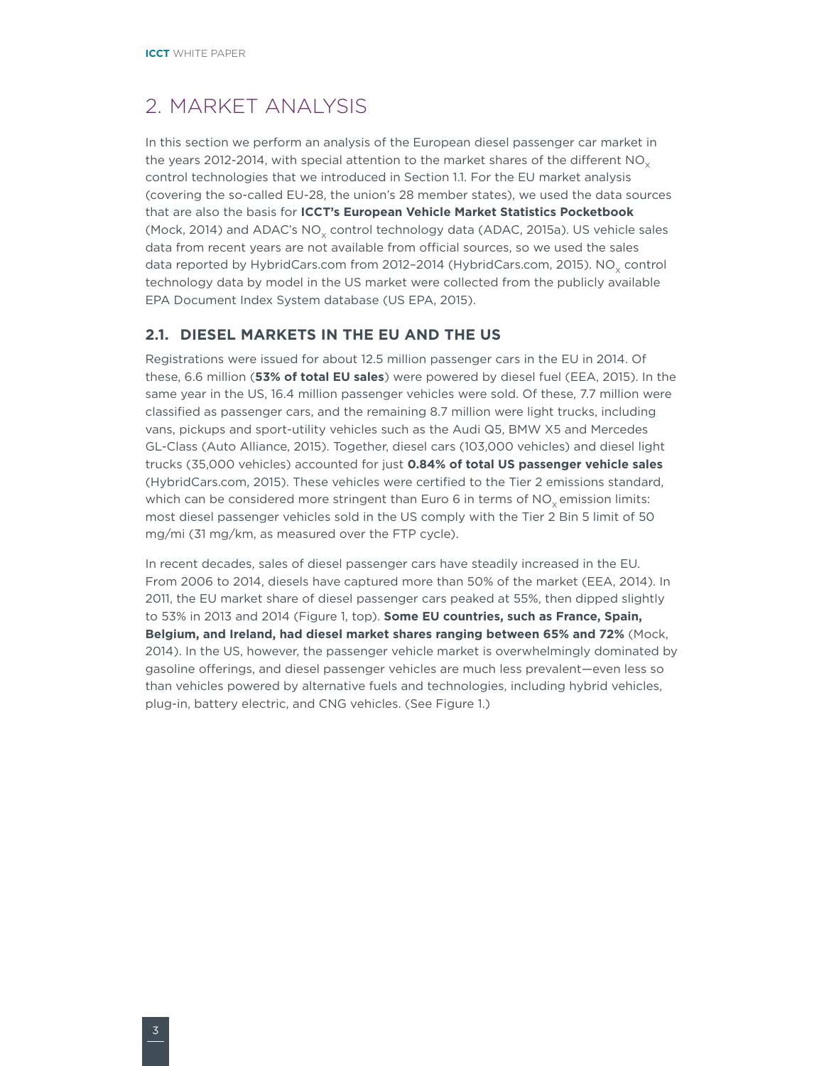# 2. MARKET ANALYSIS

In this section we perform an analysis of the European diesel passenger car market in the years 2012-2014, with special attention to the market shares of the different $NO_x$ control technologies that we introduced in Section 1.1. For the EU market analysis (covering the so-called EU-28, the union's 28 member states), we used the data sources that are also the basis for **ICCT's European Vehicle Market Statistics Pocketbook** (Mock, 2014) and ADAC's $NO_x$ control technology data (ADAC, 2015a). US vehicle sales data from recent years are not available from official sources, so we used the sales data reported by HybridCars.com from 2012–2014 (HybridCars.com, 2015). $NO_x$ control technology data by model in the US market were collected from the publicly available EPA Document Index System database (US EPA, 2015).

## 2.1. DIESEL MARKETS IN THE EU AND THE US

Registrations were issued for about 12.5 million passenger cars in the EU in 2014. Of these, 6.6 million (**53% of total EU sales**) were powered by diesel fuel (EEA, 2015). In the same year in the US, 16.4 million passenger vehicles were sold. Of these, 7.7 million were classified as passenger cars, and the remaining 8.7 million were light trucks, including vans, pickups and sport-utility vehicles such as the Audi Q5, BMW X5 and Mercedes GL-Class (Auto Alliance, 2015). Together, diesel cars (103,000 vehicles) and diesel light trucks (35,000 vehicles) accounted for just **0.84% of total US passenger vehicle sales** (HybridCars.com, 2015). These vehicles were certified to the Tier 2 emissions standard, which can be considered more stringent than Euro 6 in terms of $NO_x$ emission limits: most diesel passenger vehicles sold in the US comply with the Tier 2 Bin 5 limit of 50 mg/mi (31 mg/km, as measured over the FTP cycle).

In recent decades, sales of diesel passenger cars have steadily increased in the EU. From 2006 to 2014, diesels have captured more than 50% of the market (EEA, 2014). In 2011, the EU market share of diesel passenger cars peaked at 55%, then dipped slightly to 53% in 2013 and 2014 (Figure 1, top). **Some EU countries, such as France, Spain, Belgium, and Ireland, had diesel market shares ranging between 65% and 72%** (Mock, 2014). In the US, however, the passenger vehicle market is overwhelmingly dominated by gasoline offerings, and diesel passenger vehicles are much less prevalent—even less so than vehicles powered by alternative fuels and technologies, including hybrid vehicles, plug-in, battery electric, and CNG vehicles. (See Figure 1.)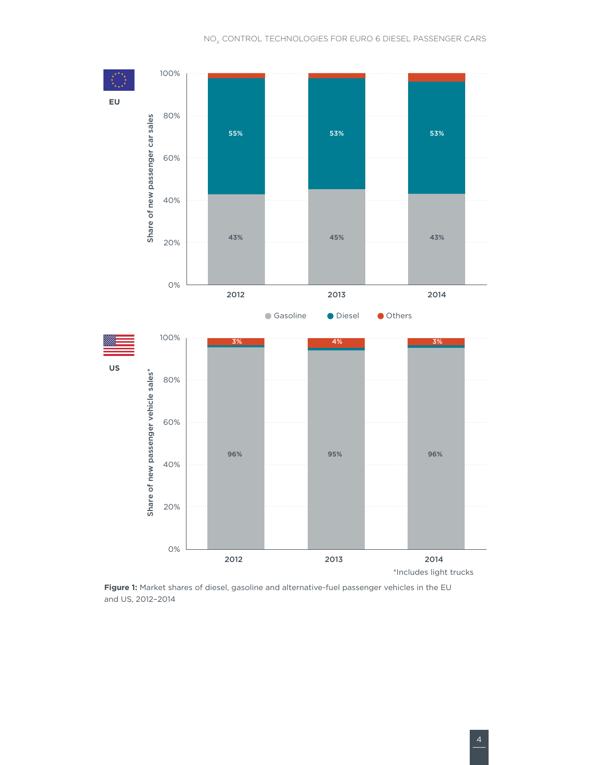*Includes light trucks

**Figure 1:** Market shares of diesel, gasoline and alternative-fuel passenger vehicles in the EU and US, 2012–2014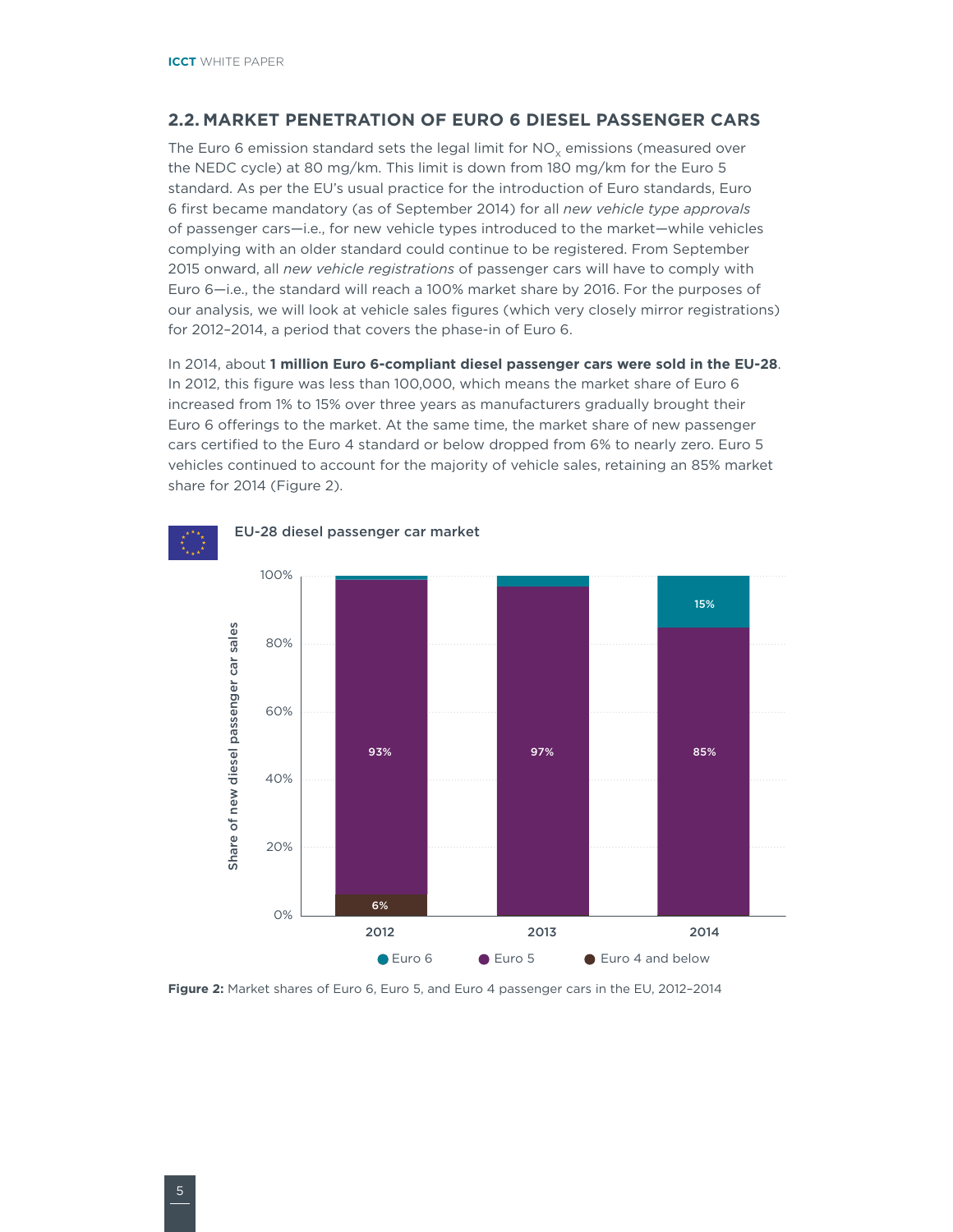## 2.2. MARKET PENETRATION OF EURO 6 DIESEL PASSENGER CARS

The Euro 6 emission standard sets the legal limit for $NO_x$ emissions (measured over the NEDC cycle) at 80 mg/km. This limit is down from 180 mg/km for the Euro 5 standard. As per the EU's usual practice for the introduction of Euro standards, Euro 6 first became mandatory (as of September 2014) for all *new vehicle type approvals* of passenger cars—i.e., for new vehicle types introduced to the market—while vehicles complying with an older standard could continue to be registered. From September 2015 onward, all *new vehicle registrations* of passenger cars will have to comply with Euro 6—i.e., the standard will reach a 100% market share by 2016. For the purposes of our analysis, we will look at vehicle sales figures (which very closely mirror registrations) for 2012–2014, a period that covers the phase-in of Euro 6.

In 2014, about **1 million Euro 6-compliant diesel passenger cars were sold in the EU-28**. In 2012, this figure was less than 100,000, which means the market share of Euro 6 increased from 1% to 15% over three years as manufacturers gradually brought their Euro 6 offerings to the market. At the same time, the market share of new passenger cars certified to the Euro 4 standard or below dropped from 6% to nearly zero. Euro 5 vehicles continued to account for the majority of vehicle sales, retaining an 85% market share for 2014 (Figure 2).

EU-28 diesel passenger car market

| Share of new diesel passenger car sales | 2012 | 2013 | 2014 |
|---|---|---|---|
| Euro 6 | | | 15% |
| Euro 5 | 93% | 97% | 85% |
| Euro 4 and below | 6% | | |

**Figure 2:** Market shares of Euro 6, Euro 5, and Euro 4 passenger cars in the EU, 2012–2014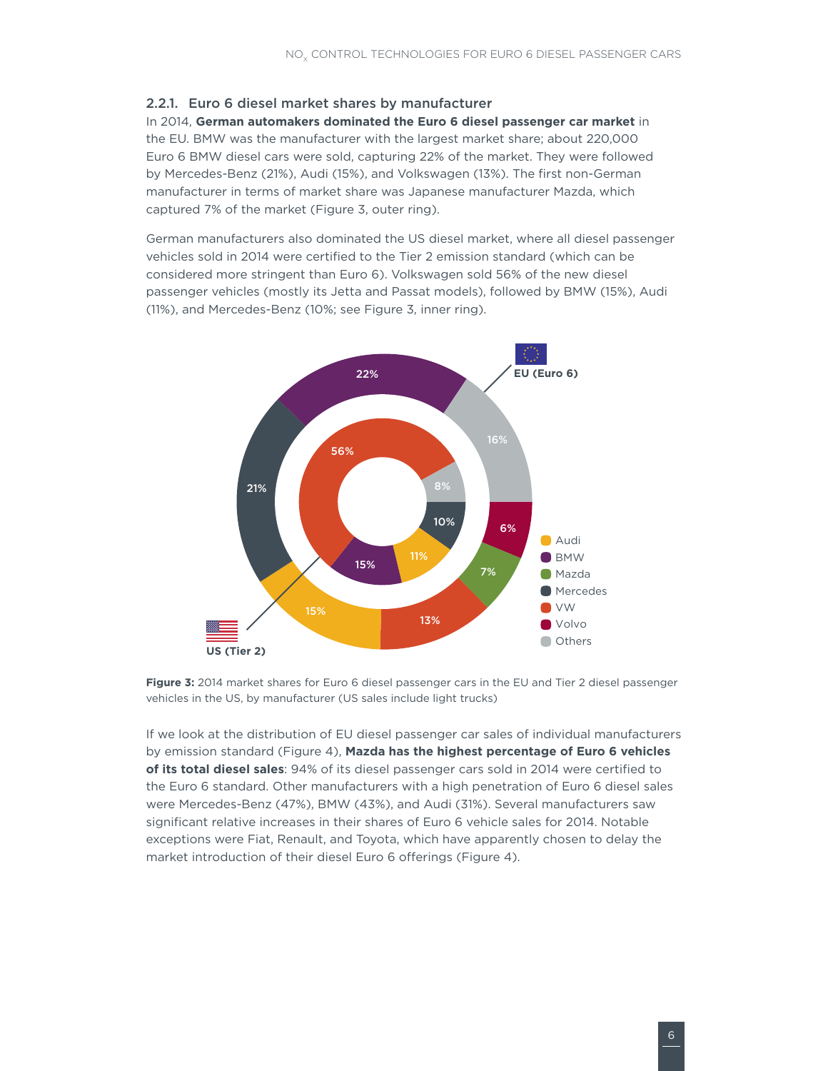### 2.2.1. Euro 6 diesel market shares by manufacturer

In 2014, **German automakers dominated the Euro 6 diesel passenger car market** in the EU. BMW was the manufacturer with the largest market share; about 220,000 Euro 6 BMW diesel cars were sold, capturing 22% of the market. They were followed by Mercedes-Benz (21%), Audi (15%), and Volkswagen (13%). The first non-German manufacturer in terms of market share was Japanese manufacturer Mazda, which captured 7% of the market (Figure 3, outer ring).

German manufacturers also dominated the US diesel market, where all diesel passenger vehicles sold in 2014 were certified to the Tier 2 emission standard (which can be considered more stringent than Euro 6). Volkswagen sold 56% of the new diesel passenger vehicles (mostly its Jetta and Passat models), followed by BMW (15%), Audi (11%), and Mercedes-Benz (10%; see Figure 3, inner ring).

**Figure 3:** 2014 market shares for Euro 6 diesel passenger cars in the EU and Tier 2 diesel passenger vehicles in the US, by manufacturer (US sales include light trucks)

If we look at the distribution of EU diesel passenger car sales of individual manufacturers by emission standard (Figure 4), **Mazda has the highest percentage of Euro 6 vehicles of its total diesel sales**: 94% of its diesel passenger cars sold in 2014 were certified to the Euro 6 standard. Other manufacturers with a high penetration of Euro 6 diesel sales were Mercedes-Benz (47%), BMW (43%), and Audi (31%). Several manufacturers saw significant relative increases in their shares of Euro 6 vehicle sales for 2014. Notable exceptions were Fiat, Renault, and Toyota, which have apparently chosen to delay the market introduction of their diesel Euro 6 offerings (Figure 4).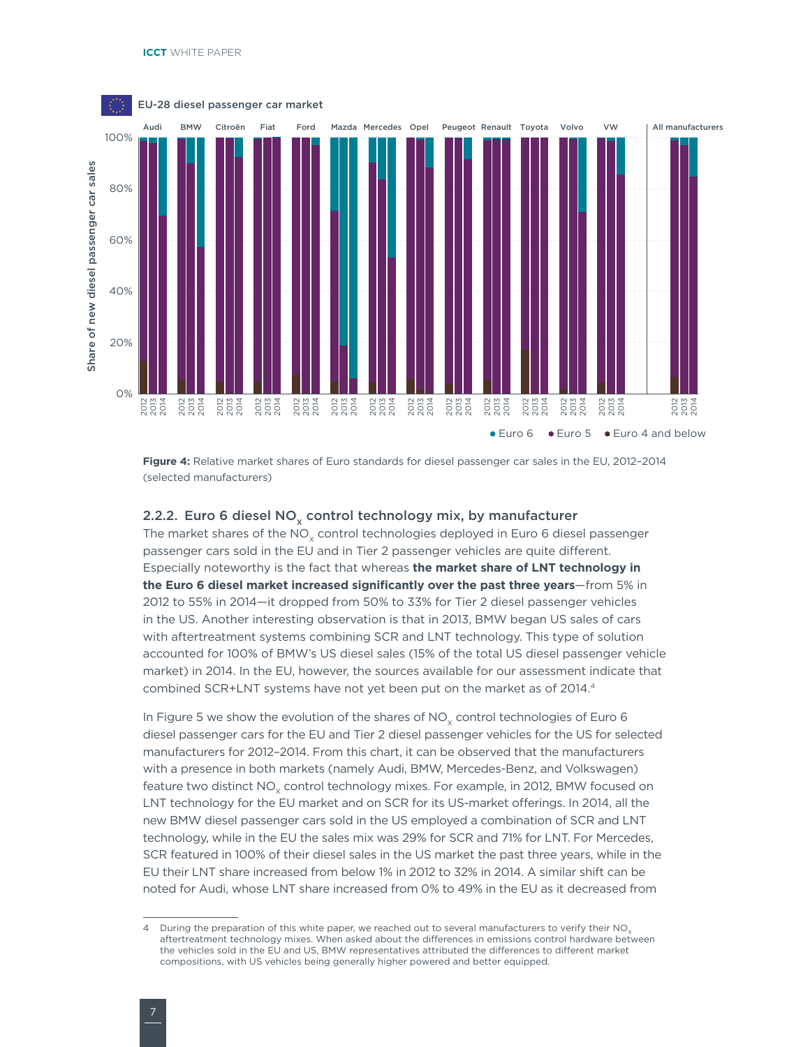Figure 4: Relative market shares of Euro standards for diesel passenger car sales in the EU, 2012–2014 (selected manufacturers)

### 2.2.2. Euro 6 diesel $NO_x$ control technology mix, by manufacturer

The market shares of the $NO_x$ control technologies deployed in Euro 6 diesel passenger passenger cars sold in the EU and in Tier 2 passenger vehicles are quite different. Especially noteworthy is the fact that whereas **the market share of LNT technology in the Euro 6 diesel market increased significantly over the past three years**—from 5% in 2012 to 55% in 2014—it dropped from 50% to 33% for Tier 2 diesel passenger vehicles in the US. Another interesting observation is that in 2013, BMW began US sales of cars with aftertreatment systems combining SCR and LNT technology. This type of solution accounted for 100% of BMW's US diesel sales (15% of the total US diesel passenger vehicle market) in 2014. In the EU, however, the sources available for our assessment indicate that combined SCR+LNT systems have not yet been put on the market as of 2014.[4]

In Figure 5 we show the evolution of the shares of $NO_x$ control technologies of Euro 6 diesel passenger cars for the EU and Tier 2 diesel passenger vehicles for the US for selected manufacturers for 2012–2014. From this chart, it can be observed that the manufacturers with a presence in both markets (namely Audi, BMW, Mercedes-Benz, and Volkswagen) feature two distinct $NO_x$ control technology mixes. For example, in 2012, BMW focused on LNT technology for the EU market and on SCR for its US-market offerings. In 2014, all the new BMW diesel passenger cars sold in the US employed a combination of SCR and LNT technology, while in the EU the sales mix was 29% for SCR and 71% for LNT. For Mercedes, SCR featured in 100% of their diesel sales in the US market the past three years, while in the EU their LNT share increased from below 1% in 2012 to 32% in 2014. A similar shift can be noted for Audi, whose LNT share increased from 0% to 49% in the EU as it decreased from

4 During the preparation of this white paper, we reached out to several manufacturers to verify their $NO_x$ aftertreatment technology mixes. When asked about the differences in emissions control hardware between the vehicles sold in the EU and US, BMW representatives attributed the differences to different market compositions, with US vehicles being generally higher powered and better equipped.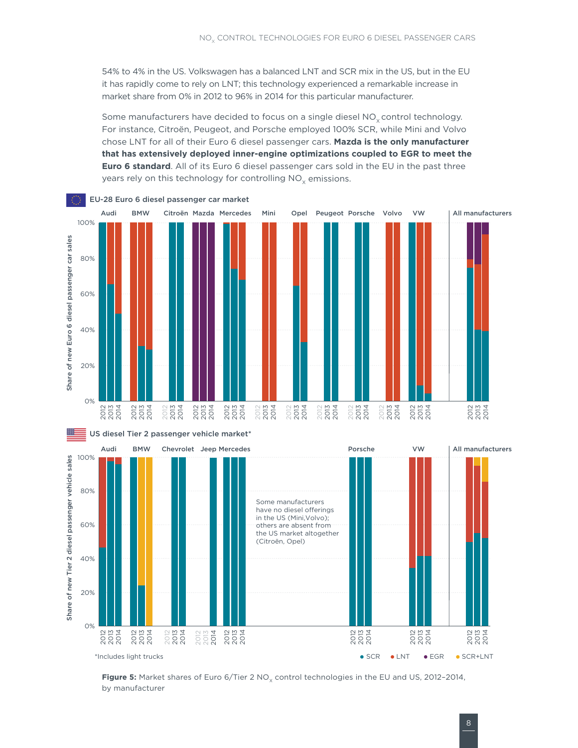54% to 4% in the US. Volkswagen has a balanced LNT and SCR mix in the US, but in the EU it has rapidly come to rely on LNT; this technology experienced a remarkable increase in market share from 0% in 2012 to 96% in 2014 for this particular manufacturer.

Some manufacturers have decided to focus on a single diesel $NO_x$ control technology. For instance, Citroën, Peugeot, and Porsche employed 100% SCR, while Mini and Volvo chose LNT for all of their Euro 6 diesel passenger cars. **Mazda is the only manufacturer that has extensively deployed inner-engine optimizations coupled to EGR to meet the Euro 6 standard**. All of its Euro 6 diesel passenger cars sold in the EU in the past three years rely on this technology for controlling $NO_x$ emissions.

EU-28 Euro 6 diesel passenger car market

US diesel Tier 2 passenger vehicle market*

Some manufacturers have no diesel offerings in the US (Mini,Volvo); others are absent from the US market altogether (Citroën, Opel)

*Includes light trucks

**Figure 5:** Market shares of Euro 6/Tier 2 $NO_x$ control technologies in the EU and US, 2012–2014, by manufacturer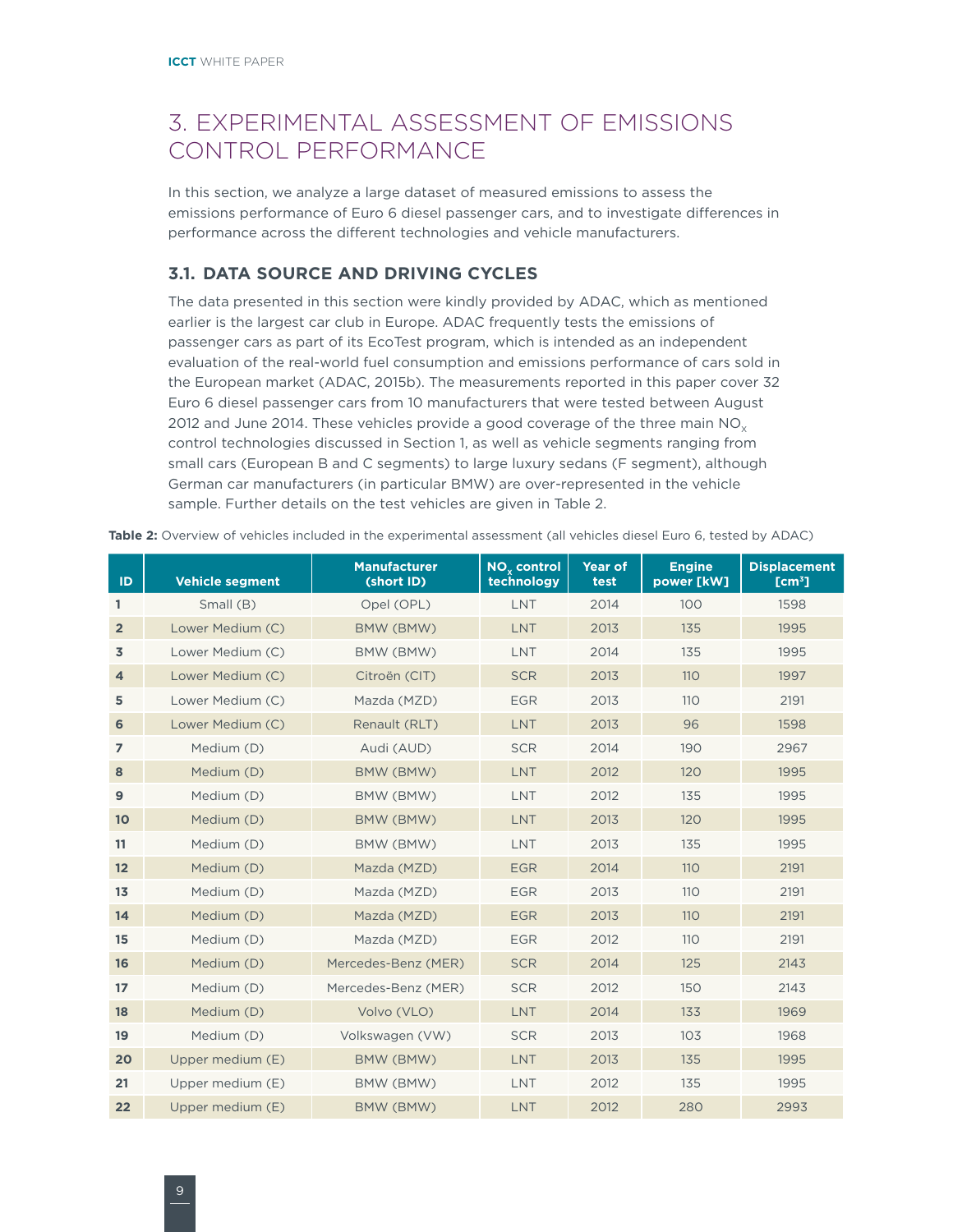# 3. EXPERIMENTAL ASSESSMENT OF EMISSIONS CONTROL PERFORMANCE

In this section, we analyze a large dataset of measured emissions to assess the emissions performance of Euro 6 diesel passenger cars, and to investigate differences in performance across the different technologies and vehicle manufacturers.

## 3.1. DATA SOURCE AND DRIVING CYCLES

The data presented in this section were kindly provided by ADAC, which as mentioned earlier is the largest car club in Europe. ADAC frequently tests the emissions of passenger cars as part of its EcoTest program, which is intended as an independent evaluation of the real-world fuel consumption and emissions performance of cars sold in the European market (ADAC, 2015b). The measurements reported in this paper cover 32 Euro 6 diesel passenger cars from 10 manufacturers that were tested between August 2012 and June 2014. These vehicles provide a good coverage of the three main $NO_x$ control technologies discussed in Section 1, as well as vehicle segments ranging from small cars (European B and C segments) to large luxury sedans (F segment), although German car manufacturers (in particular BMW) are over-represented in the vehicle sample. Further details on the test vehicles are given in Table 2.

**Table 2:** Overview of vehicles included in the experimental assessment (all vehicles diesel Euro 6, tested by ADAC)

| ID | Vehicle segment | Manufacturer (short ID) | $NO_x$ control technology | Year of test | Engine power [kW] | Displacement [cm³] |
|---|---|---|---|---|---|---|
| 1 | Small (B) | Opel (OPL) | LNT | 2014 | 100 | 1598 |
| 2 | Lower Medium (C) | BMW (BMW) | LNT | 2013 | 135 | 1995 |
| 3 | Lower Medium (C) | BMW (BMW) | LNT | 2014 | 135 | 1995 |
| 4 | Lower Medium (C) | Citroën (CIT) | SCR | 2013 | 110 | 1997 |
| 5 | Lower Medium (C) | Mazda (MZD) | EGR | 2013 | 110 | 2191 |
| 6 | Lower Medium (C) | Renault (RLT) | LNT | 2013 | 96 | 1598 |
| 7 | Medium (D) | Audi (AUD) | SCR | 2014 | 190 | 2967 |
| 8 | Medium (D) | BMW (BMW) | LNT | 2012 | 120 | 1995 |
| 9 | Medium (D) | BMW (BMW) | LNT | 2012 | 135 | 1995 |
| 10 | Medium (D) | BMW (BMW) | LNT | 2013 | 120 | 1995 |
| 11 | Medium (D) | BMW (BMW) | LNT | 2013 | 135 | 1995 |
| 12 | Medium (D) | Mazda (MZD) | EGR | 2014 | 110 | 2191 |
| 13 | Medium (D) | Mazda (MZD) | EGR | 2013 | 110 | 2191 |
| 14 | Medium (D) | Mazda (MZD) | EGR | 2013 | 110 | 2191 |
| 15 | Medium (D) | Mazda (MZD) | EGR | 2012 | 110 | 2191 |
| 16 | Medium (D) | Mercedes-Benz (MER) | SCR | 2014 | 125 | 2143 |
| 17 | Medium (D) | Mercedes-Benz (MER) | SCR | 2012 | 150 | 2143 |
| 18 | Medium (D) | Volvo (VLO) | LNT | 2014 | 133 | 1969 |
| 19 | Medium (D) | Volkswagen (VW) | SCR | 2013 | 103 | 1968 |
| 20 | Upper medium (E) | BMW (BMW) | LNT | 2013 | 135 | 1995 |
| 21 | Upper medium (E) | BMW (BMW) | LNT | 2012 | 135 | 1995 |
| 22 | Upper medium (E) | BMW (BMW) | LNT | 2012 | 280 | 2993 |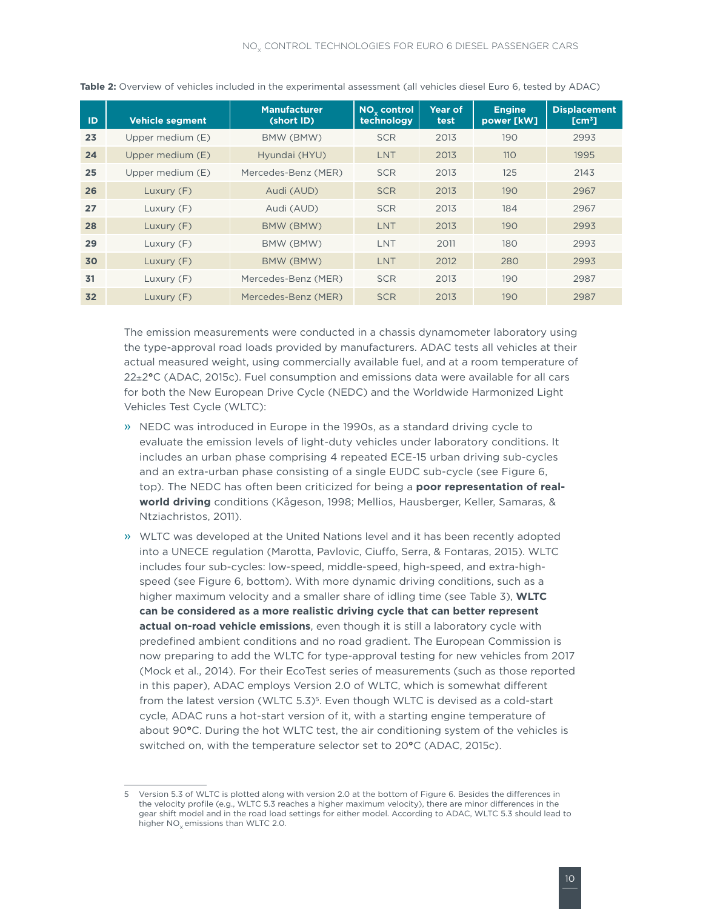**Table 2:** Overview of vehicles included in the experimental assessment (all vehicles diesel Euro 6, tested by ADAC)

| ID | Vehicle segment | Manufacturer (short ID) | $NO_x$ control technology | Year of test | Engine power [kW] | Displacement [cm³] |
|---|---|---|---|---|---|---|
| 23 | Upper medium (E) | BMW (BMW) | SCR | 2013 | 190 | 2993 |
| 24 | Upper medium (E) | Hyundai (HYU) | LNT | 2013 | 110 | 1995 |
| 25 | Upper medium (E) | Mercedes-Benz (MER) | SCR | 2013 | 125 | 2143 |
| 26 | Luxury (F) | Audi (AUD) | SCR | 2013 | 190 | 2967 |
| 27 | Luxury (F) | Audi (AUD) | SCR | 2013 | 184 | 2967 |
| 28 | Luxury (F) | BMW (BMW) | LNT | 2013 | 190 | 2993 |
| 29 | Luxury (F) | BMW (BMW) | LNT | 2011 | 180 | 2993 |
| 30 | Luxury (F) | BMW (BMW) | LNT | 2012 | 280 | 2993 |
| 31 | Luxury (F) | Mercedes-Benz (MER) | SCR | 2013 | 190 | 2987 |
| 32 | Luxury (F) | Mercedes-Benz (MER) | SCR | 2013 | 190 | 2987 |

The emission measurements were conducted in a chassis dynamometer laboratory using the type-approval road loads provided by manufacturers. ADAC tests all vehicles at their actual measured weight, using commercially available fuel, and at a room temperature of 22±2°C (ADAC, 2015c). Fuel consumption and emissions data were available for all cars for both the New European Drive Cycle (NEDC) and the Worldwide Harmonized Light Vehicles Test Cycle (WLTC):

- NEDC was introduced in Europe in the 1990s, as a standard driving cycle to evaluate the emission levels of light-duty vehicles under laboratory conditions. It includes an urban phase comprising 4 repeated ECE-15 urban driving sub-cycles and an extra-urban phase consisting of a single EUDC sub-cycle (see Figure 6, top). The NEDC has often been criticized for being a **poor representation of real-world driving** conditions (Kågeson, 1998; Mellios, Hausberger, Keller, Samaras, & Ntziachristos, 2011).
- WLTC was developed at the United Nations level and it has been recently adopted into a UNECE regulation (Marotta, Pavlovic, Ciuffo, Serra, & Fontaras, 2015). WLTC includes four sub-cycles: low-speed, middle-speed, high-speed, and extra-high-speed (see Figure 6, bottom). With more dynamic driving conditions, such as a higher maximum velocity and a smaller share of idling time (see Table 3), **WLTC can be considered as a more realistic driving cycle that can better represent actual on-road vehicle emissions**, even though it is still a laboratory cycle with predefined ambient conditions and no road gradient. The European Commission is now preparing to add the WLTC for type-approval testing for new vehicles from 2017 (Mock et al., 2014). For their EcoTest series of measurements (such as those reported in this paper), ADAC employs Version 2.0 of WLTC, which is somewhat different from the latest version (WLTC 5.3)[5]. Even though WLTC is devised as a cold-start cycle, ADAC runs a hot-start version of it, with a starting engine temperature of about 90°C. During the hot WLTC test, the air conditioning system of the vehicles is switched on, with the temperature selector set to 20°C (ADAC, 2015c).

---

5 Version 5.3 of WLTC is plotted along with version 2.0 at the bottom of Figure 6. Besides the differences in the velocity profile (e.g., WLTC 5.3 reaches a higher maximum velocity), there are minor differences in the gear shift model and in the road load settings for either model. According to ADAC, WLTC 5.3 should lead to higher $NO_x$ emissions than WLTC 2.0.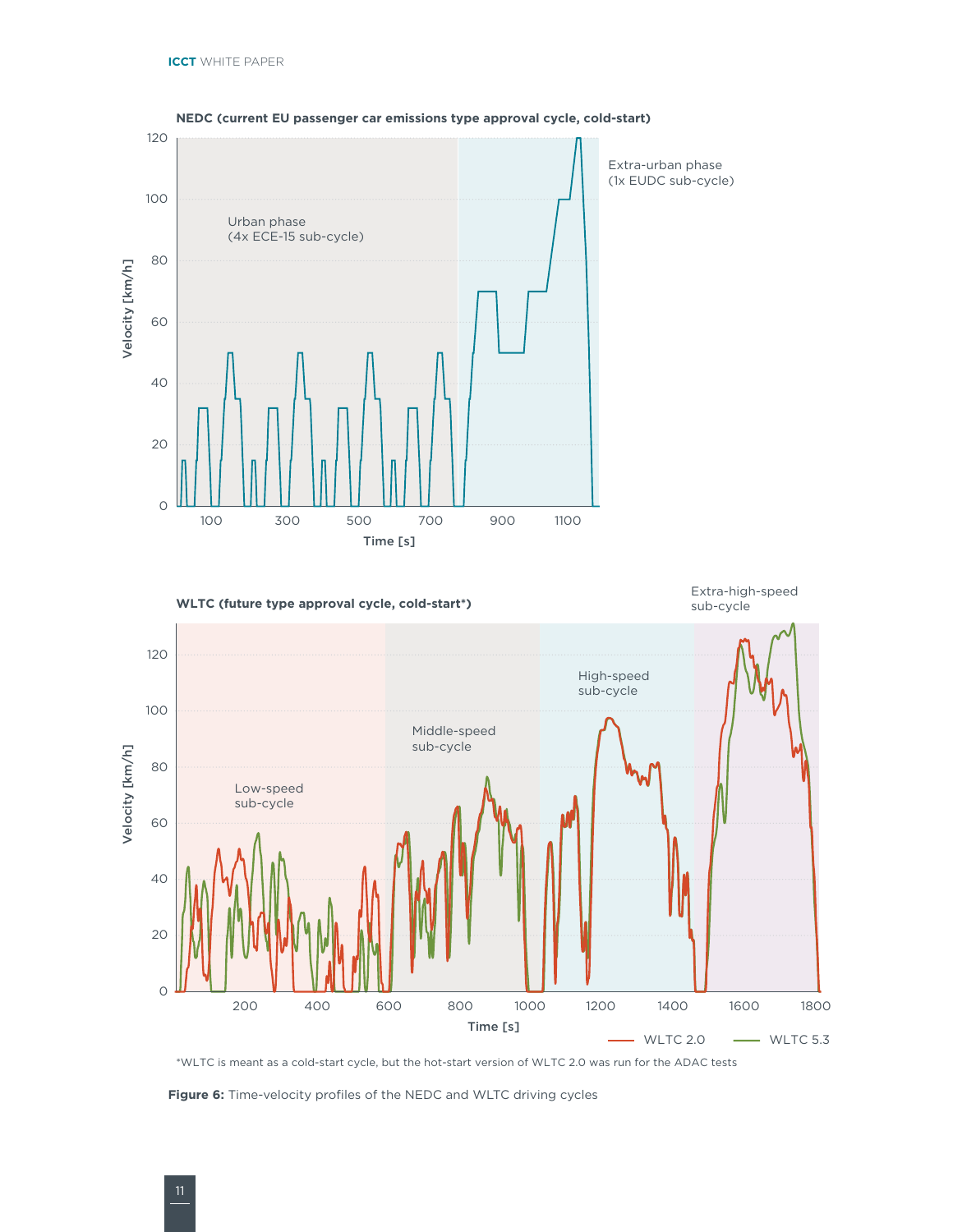**NEDC (current EU passenger car emissions type approval cycle, cold-start)**

Urban phase (4x ECE-15 sub-cycle)

Extra-urban phase (1x EUDC sub-cycle)

**WLTC (future type approval cycle, cold-start*)**

Low-speed sub-cycle

Middle-speed sub-cycle

High-speed sub-cycle

Extra-high-speed sub-cycle

WLTC 2.0 — WLTC 5.3

*WLTC is meant as a cold-start cycle, but the hot-start version of WLTC 2.0 was run for the ADAC tests

**Figure 6:** Time-velocity profiles of the NEDC and WLTC driving cycles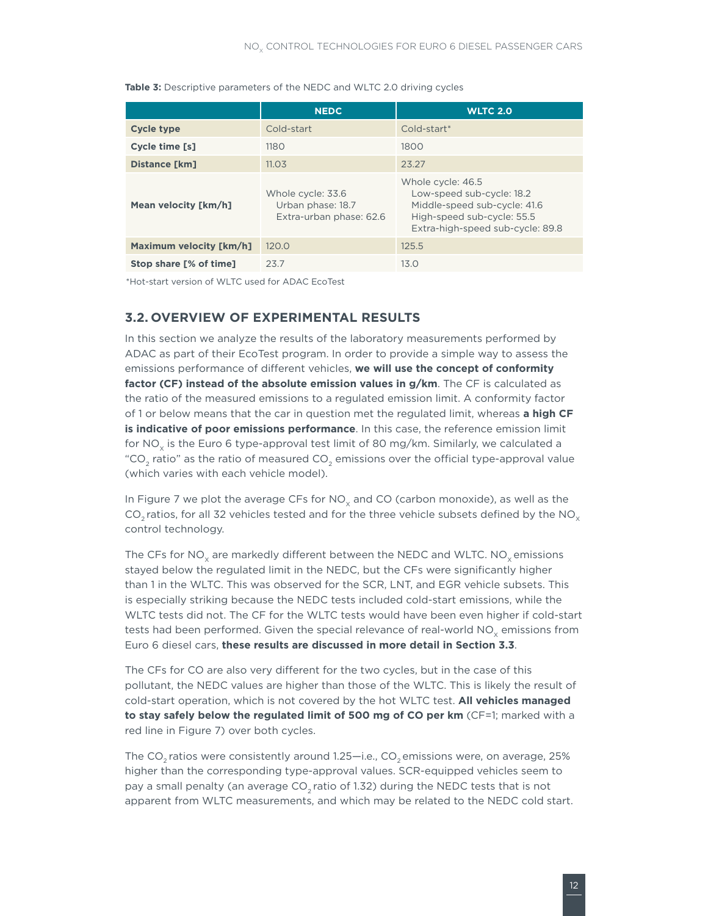**Table 3:** Descriptive parameters of the NEDC and WLTC 2.0 driving cycles

| | NEDC | WLTC 2.0 |
|---|---|---|
| **Cycle type** | Cold-start | Cold-start* |
| **Cycle time [s]** | 1180 | 1800 |
| **Distance [km]** | 11.03 | 23.27 |
| **Mean velocity [km/h]** | Whole cycle: 33.6<br>Urban phase: 18.7<br>Extra-urban phase: 62.6 | Whole cycle: 46.5<br>Low-speed sub-cycle: 18.2<br>Middle-speed sub-cycle: 41.6<br>High-speed sub-cycle: 55.5<br>Extra-high-speed sub-cycle: 89.8 |
| **Maximum velocity [km/h]** | 120.0 | 125.5 |
| **Stop share [% of time]** | 23.7 | 13.0 |

*Hot-start version of WLTC used for ADAC EcoTest

## 3.2. OVERVIEW OF EXPERIMENTAL RESULTS

In this section we analyze the results of the laboratory measurements performed by ADAC as part of their EcoTest program. In order to provide a simple way to assess the emissions performance of different vehicles, **we will use the concept of conformity factor (CF) instead of the absolute emission values in g/km**. The CF is calculated as the ratio of the measured emissions to a regulated emission limit. A conformity factor of 1 or below means that the car in question met the regulated limit, whereas **a high CF is indicative of poor emissions performance**. In this case, the reference emission limit for $NO_x$ is the Euro 6 type-approval test limit of 80 mg/km. Similarly, we calculated a "$CO_2$ ratio" as the ratio of measured $CO_2$ emissions over the official type-approval value (which varies with each vehicle model).

In Figure 7 we plot the average CFs for $NO_x$ and CO (carbon monoxide), as well as the $CO_2$ ratios, for all 32 vehicles tested and for the three vehicle subsets defined by the $NO_x$ control technology.

The CFs for $NO_x$ are markedly different between the NEDC and WLTC. $NO_x$ emissions stayed below the regulated limit in the NEDC, but the CFs were significantly higher than 1 in the WLTC. This was observed for the SCR, LNT, and EGR vehicle subsets. This is especially striking because the NEDC tests included cold-start emissions, while the WLTC tests did not. The CF for the WLTC tests would have been even higher if cold-start tests had been performed. Given the special relevance of real-world $NO_x$ emissions from Euro 6 diesel cars, **these results are discussed in more detail in Section 3.3**.

The CFs for CO are also very different for the two cycles, but in the case of this pollutant, the NEDC values are higher than those of the WLTC. This is likely the result of cold-start operation, which is not covered by the hot WLTC test. **All vehicles managed to stay safely below the regulated limit of 500 mg of CO per km** (CF=1; marked with a red line in Figure 7) over both cycles.

The $CO_2$ ratios were consistently around 1.25—i.e., $CO_2$ emissions were, on average, 25% higher than the corresponding type-approval values. SCR-equipped vehicles seem to pay a small penalty (an average $CO_2$ ratio of 1.32) during the NEDC tests that is not apparent from WLTC measurements, and which may be related to the NEDC cold start.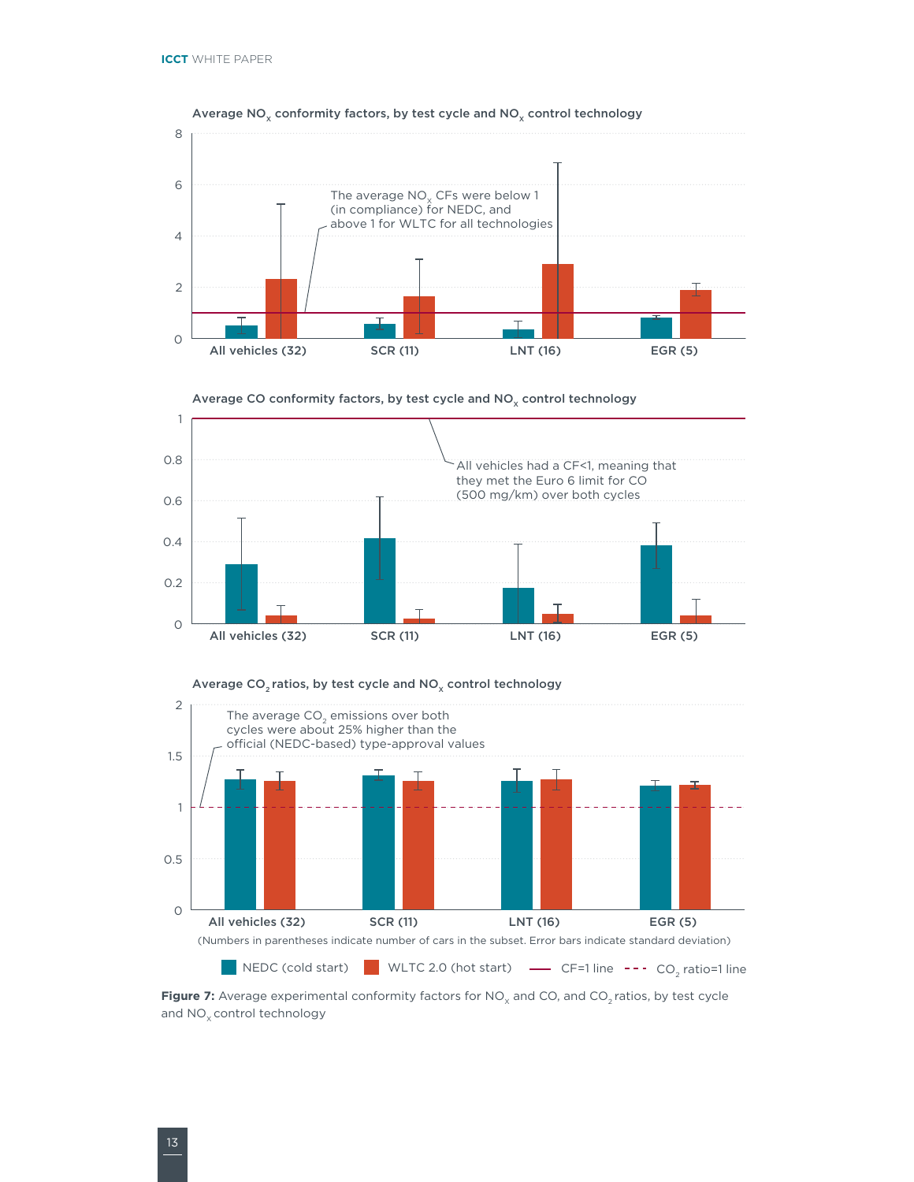Average $NO_x$ conformity factors, by test cycle and $NO_x$ control technology

The average $NO_x$ CFs were below 1 (in compliance) for NEDC, and above 1 for WLTC for all technologies

Average CO conformity factors, by test cycle and $NO_x$ control technology

All vehicles had a CF<1, meaning that they met the Euro 6 limit for CO (500 mg/km) over both cycles

Average $CO_2$ ratios, by test cycle and $NO_x$ control technology

The average $CO_2$ emissions over both cycles were about 25% higher than the official (NEDC-based) type-approval values

All vehicles (32) | SCR (11) | LNT (16) | EGR (5)

(Numbers in parentheses indicate number of cars in the subset. Error bars indicate standard deviation)

NEDC (cold start) | WLTC 2.0 (hot start) | CF=1 line | $CO_2$ ratio=1 line

**Figure 7:** Average experimental conformity factors for $NO_x$ and CO, and $CO_2$ ratios, by test cycle and $NO_x$ control technology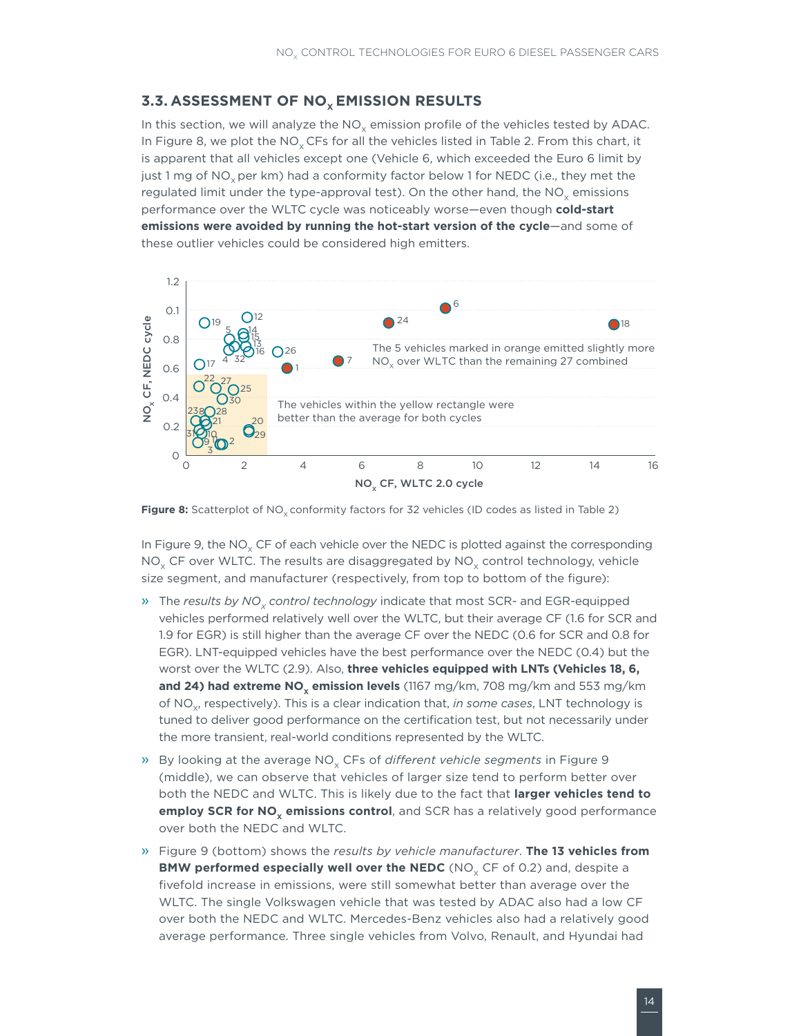## 3.3. ASSESSMENT OF $NO_x$ EMISSION RESULTS

In this section, we will analyze the $NO_x$ emission profile of the vehicles tested by ADAC. In Figure 8, we plot the $NO_x$ CFs for all the vehicles listed in Table 2. From this chart, it is apparent that all vehicles except one (Vehicle 6, which exceeded the Euro 6 limit by just 1 mg of $NO_x$ per km) had a conformity factor below 1 for NEDC (i.e., they met the regulated limit under the type-approval test). On the other hand, the $NO_x$ emissions performance over the WLTC cycle was noticeably worse—even though **cold-start emissions were avoided by running the hot-start version of the cycle**—and some of these outlier vehicles could be considered high emitters.

**Figure 8:** Scatterplot of $NO_x$ conformity factors for 32 vehicles (ID codes as listed in Table 2)

In Figure 9, the $NO_x$ CF of each vehicle over the NEDC is plotted against the corresponding $NO_x$ CF over WLTC. The results are disaggregated by $NO_x$ control technology, vehicle size segment, and manufacturer (respectively, from top to bottom of the figure):

- The *results by $NO_x$ control technology* indicate that most SCR- and EGR-equipped vehicles performed relatively well over the WLTC, but their average CF (1.6 for SCR and 1.9 for EGR) is still higher than the average CF over the NEDC (0.6 for SCR and 0.8 for EGR). LNT-equipped vehicles have the best performance over the NEDC (0.4) but the worst over the WLTC (2.9). Also, **three vehicles equipped with LNTs (Vehicles 18, 6, and 24) had extreme $NO_x$ emission levels** (1167 mg/km, 708 mg/km and 553 mg/km of $NO_x$, respectively). This is a clear indication that, *in some cases*, LNT technology is tuned to deliver good performance on the certification test, but not necessarily under the more transient, real-world conditions represented by the WLTC.
- By looking at the average $NO_x$ CFs of *different vehicle segments* in Figure 9 (middle), we can observe that vehicles of larger size tend to perform better over both the NEDC and WLTC. This is likely due to the fact that **larger vehicles tend to employ SCR for $NO_x$ emissions control**, and SCR has a relatively good performance over both the NEDC and WLTC.
- Figure 9 (bottom) shows the *results by vehicle manufacturer*. **The 13 vehicles from BMW performed especially well over the NEDC** ($NO_x$ CF of 0.2) and, despite a fivefold increase in emissions, were still somewhat better than average over the WLTC. The single Volkswagen vehicle that was tested by ADAC also had a low CF over both the NEDC and WLTC. Mercedes-Benz vehicles also had a relatively good average performance. Three single vehicles from Volvo, Renault, and Hyundai had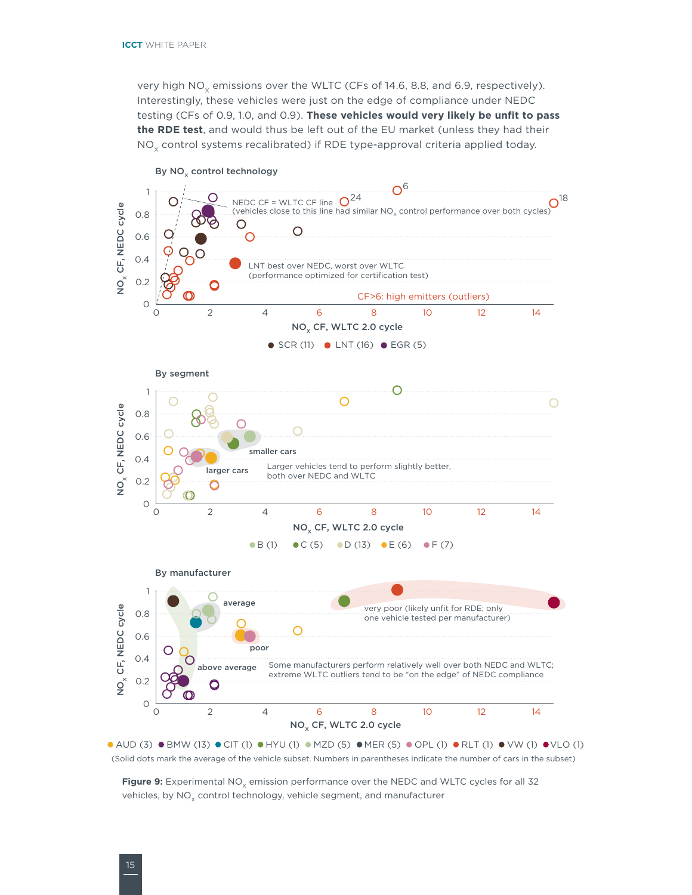very high $NO_x$ emissions over the WLTC (CFs of 14.6, 8.8, and 6.9, respectively). Interestingly, these vehicles were just on the edge of compliance under NEDC testing (CFs of 0.9, 1.0, and 0.9). **These vehicles would very likely be unfit to pass the RDE test**, and would thus be left out of the EU market (unless they had their $NO_x$ control systems recalibrated) if RDE type-approval criteria applied today.

**Figure 9:** Experimental $NO_x$ emission performance over the NEDC and WLTC cycles for all 32 vehicles, by $NO_x$ control technology, vehicle segment, and manufacturer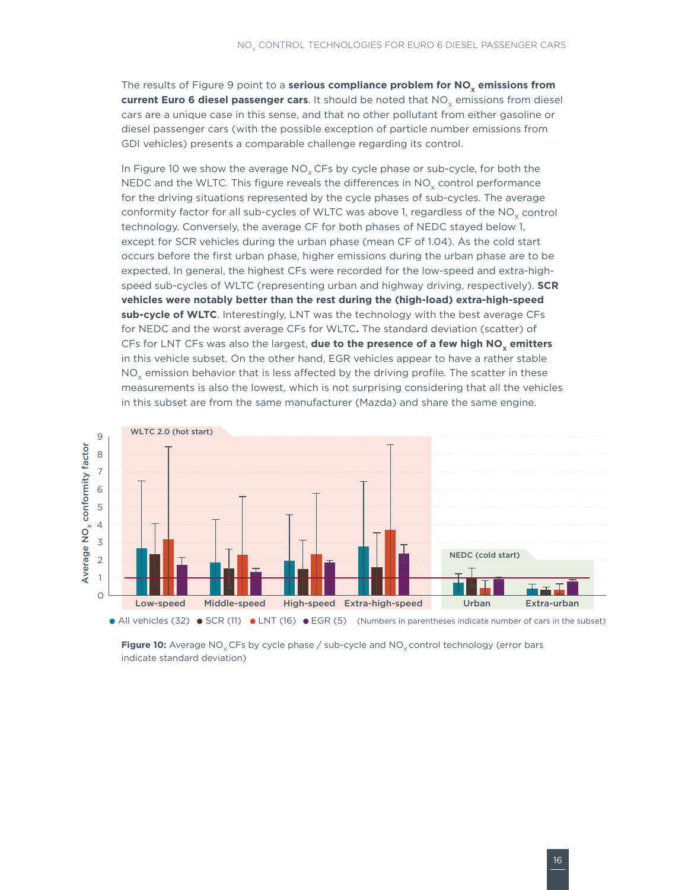The results of Figure 9 point to a **serious compliance problem for $NO_x$ emissions from current Euro 6 diesel passenger cars**. It should be noted that $NO_x$ emissions from diesel cars are a unique case in this sense, and that no other pollutant from either gasoline or diesel passenger cars (with the possible exception of particle number emissions from GDI vehicles) presents a comparable challenge regarding its control.

In Figure 10 we show the average $NO_x$ CFs by cycle phase or sub-cycle, for both the NEDC and the WLTC. This figure reveals the differences in $NO_x$ control performance for the driving situations represented by the cycle phases of sub-cycles. The average conformity factor for all sub-cycles of WLTC was above 1, regardless of the $NO_x$ control technology. Conversely, the average CF for both phases of NEDC stayed below 1, except for SCR vehicles during the urban phase (mean CF of 1.04). As the cold start occurs before the first urban phase, higher emissions during the urban phase are to be expected. In general, the highest CFs were recorded for the low-speed and extra-high-speed sub-cycles of WLTC (representing urban and highway driving, respectively). **SCR vehicles were notably better than the rest during the (high-load) extra-high-speed sub-cycle of WLTC**. Interestingly, LNT was the technology with the best average CFs for NEDC and the worst average CFs for WLTC**.** The standard deviation (scatter) of CFs for LNT CFs was also the largest, **due to the presence of a few high $NO_x$ emitters** in this vehicle subset. On the other hand, EGR vehicles appear to have a rather stable $NO_x$ emission behavior that is less affected by the driving profile. The scatter in these measurements is also the lowest, which is not surprising considering that all the vehicles in this subset are from the same manufacturer (Mazda) and share the same engine.

**Figure 10:** Average $NO_x$ CFs by cycle phase / sub-cycle and $NO_x$ control technology (error bars indicate standard deviation)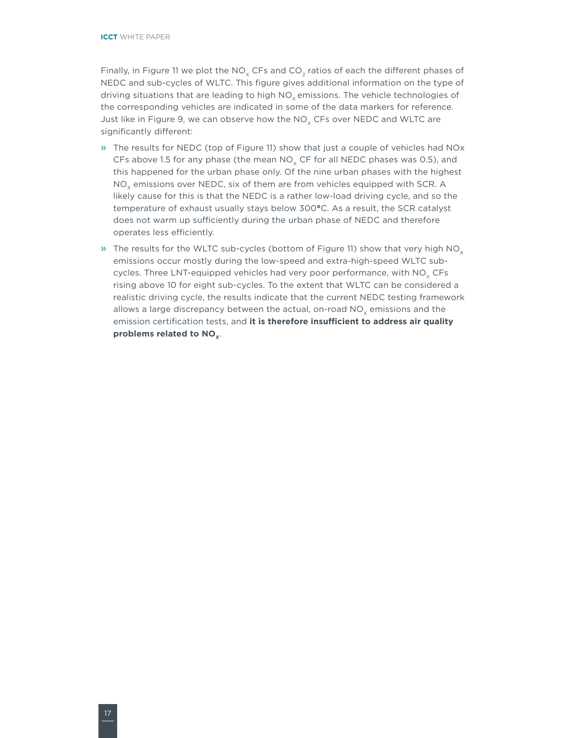Finally, in Figure 11 we plot the $NO_x$ CFs and $CO_2$ ratios of each the different phases of NEDC and sub-cycles of WLTC. This figure gives additional information on the type of driving situations that are leading to high $NO_x$ emissions. The vehicle technologies of the corresponding vehicles are indicated in some of the data markers for reference. Just like in Figure 9, we can observe how the $NO_x$ CFs over NEDC and WLTC are significantly different:

- The results for NEDC (top of Figure 11) show that just a couple of vehicles had NOx CFs above 1.5 for any phase (the mean $NO_x$ CF for all NEDC phases was 0.5), and this happened for the urban phase only. Of the nine urban phases with the highest $NO_x$ emissions over NEDC, six of them are from vehicles equipped with SCR. A likely cause for this is that the NEDC is a rather low-load driving cycle, and so the temperature of exhaust usually stays below 300°C. As a result, the SCR catalyst does not warm up sufficiently during the urban phase of NEDC and therefore operates less efficiently.
- The results for the WLTC sub-cycles (bottom of Figure 11) show that very high $NO_x$ emissions occur mostly during the low-speed and extra-high-speed WLTC sub-cycles. Three LNT-equipped vehicles had very poor performance, with $NO_x$ CFs rising above 10 for eight sub-cycles. To the extent that WLTC can be considered a realistic driving cycle, the results indicate that the current NEDC testing framework allows a large discrepancy between the actual, on-road $NO_x$ emissions and the emission certification tests, and **it is therefore insufficient to address air quality problems related to $NO_x$**.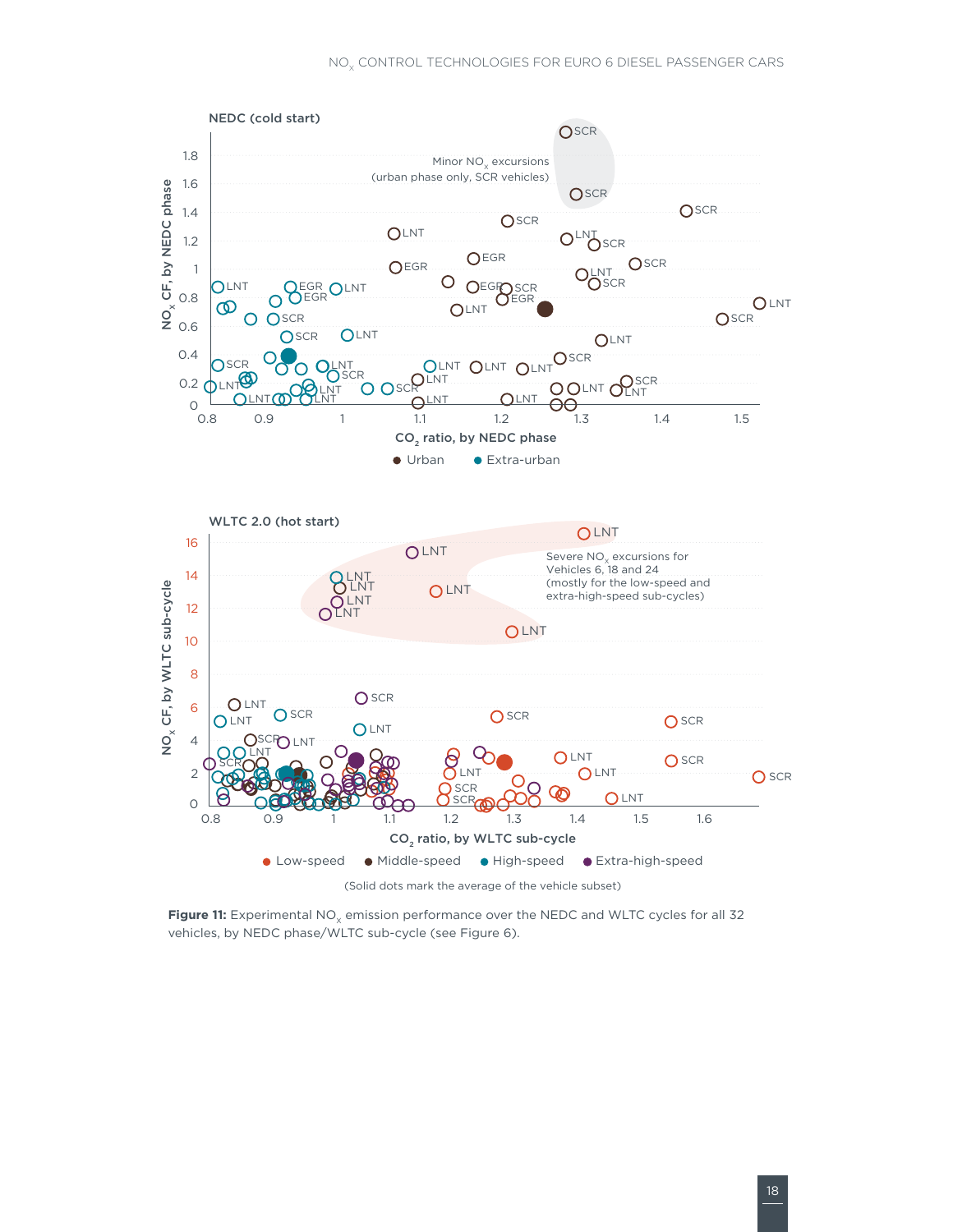**Figure 11:** Experimental $NO_x$ emission performance over the NEDC and WLTC cycles for all 32 vehicles, by NEDC phase/WLTC sub-cycle (see Figure 6).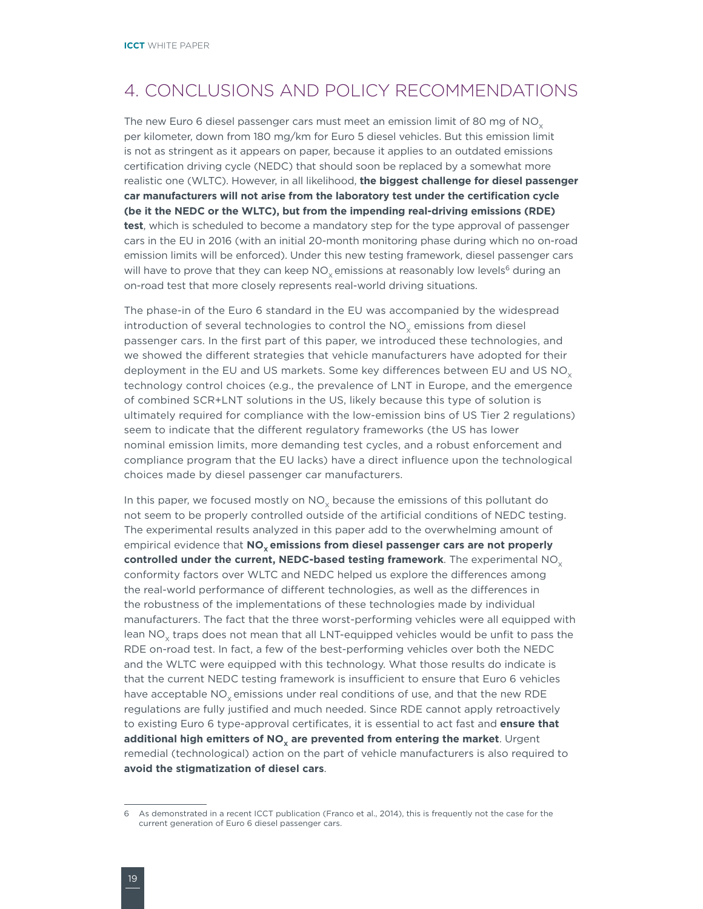# 4. CONCLUSIONS AND POLICY RECOMMENDATIONS

The new Euro 6 diesel passenger cars must meet an emission limit of 80 mg of $NO_x$ per kilometer, down from 180 mg/km for Euro 5 diesel vehicles. But this emission limit is not as stringent as it appears on paper, because it applies to an outdated emissions certification driving cycle (NEDC) that should soon be replaced by a somewhat more realistic one (WLTC). However, in all likelihood, **the biggest challenge for diesel passenger car manufacturers will not arise from the laboratory test under the certification cycle (be it the NEDC or the WLTC), but from the impending real-driving emissions (RDE) test**, which is scheduled to become a mandatory step for the type approval of passenger cars in the EU in 2016 (with an initial 20-month monitoring phase during which no on-road emission limits will be enforced). Under this new testing framework, diesel passenger cars will have to prove that they can keep $NO_x$ emissions at reasonably low levels[6] during an on-road test that more closely represents real-world driving situations.

The phase-in of the Euro 6 standard in the EU was accompanied by the widespread introduction of several technologies to control the $NO_x$ emissions from diesel passenger cars. In the first part of this paper, we introduced these technologies, and we showed the different strategies that vehicle manufacturers have adopted for their deployment in the EU and US markets. Some key differences between EU and US $NO_x$ technology control choices (e.g., the prevalence of LNT in Europe, and the emergence of combined SCR+LNT solutions in the US, likely because this type of solution is ultimately required for compliance with the low-emission bins of US Tier 2 regulations) seem to indicate that the different regulatory frameworks (the US has lower nominal emission limits, more demanding test cycles, and a robust enforcement and compliance program that the EU lacks) have a direct influence upon the technological choices made by diesel passenger car manufacturers.

In this paper, we focused mostly on $NO_x$ because the emissions of this pollutant do not seem to be properly controlled outside of the artificial conditions of NEDC testing. The experimental results analyzed in this paper add to the overwhelming amount of empirical evidence that **$NO_x$ emissions from diesel passenger cars are not properly controlled under the current, NEDC-based testing framework**. The experimental $NO_x$ conformity factors over WLTC and NEDC helped us explore the differences among the real-world performance of different technologies, as well as the differences in the robustness of the implementations of these technologies made by individual manufacturers. The fact that the three worst-performing vehicles were all equipped with lean $NO_x$ traps does not mean that all LNT-equipped vehicles would be unfit to pass the RDE on-road test. In fact, a few of the best-performing vehicles over both the NEDC and the WLTC were equipped with this technology. What those results do indicate is that the current NEDC testing framework is insufficient to ensure that Euro 6 vehicles have acceptable $NO_x$ emissions under real conditions of use, and that the new RDE regulations are fully justified and much needed. Since RDE cannot apply retroactively to existing Euro 6 type-approval certificates, it is essential to act fast and **ensure that additional high emitters of $NO_x$ are prevented from entering the market**. Urgent remedial (technological) action on the part of vehicle manufacturers is also required to **avoid the stigmatization of diesel cars**.

---

6 As demonstrated in a recent ICCT publication (Franco et al., 2014), this is frequently not the case for the current generation of Euro 6 diesel passenger cars.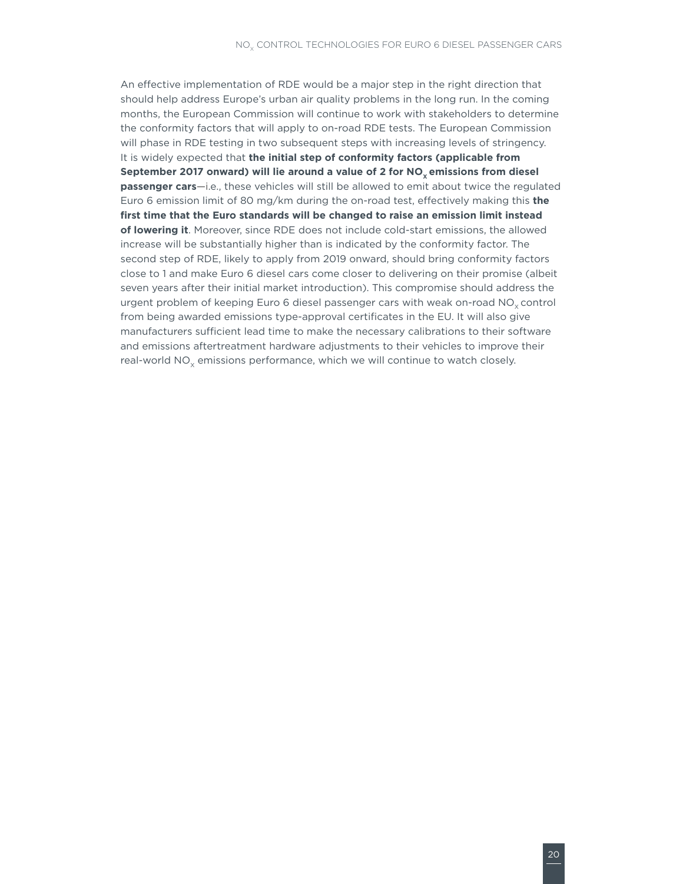An effective implementation of RDE would be a major step in the right direction that should help address Europe's urban air quality problems in the long run. In the coming months, the European Commission will continue to work with stakeholders to determine the conformity factors that will apply to on-road RDE tests. The European Commission will phase in RDE testing in two subsequent steps with increasing levels of stringency. It is widely expected that **the initial step of conformity factors (applicable from September 2017 onward) will lie around a value of 2 for $NO_x$ emissions from diesel passenger cars**—i.e., these vehicles will still be allowed to emit about twice the regulated Euro 6 emission limit of 80 mg/km during the on-road test, effectively making this **the first time that the Euro standards will be changed to raise an emission limit instead of lowering it**. Moreover, since RDE does not include cold-start emissions, the allowed increase will be substantially higher than is indicated by the conformity factor. The second step of RDE, likely to apply from 2019 onward, should bring conformity factors close to 1 and make Euro 6 diesel cars come closer to delivering on their promise (albeit seven years after their initial market introduction). This compromise should address the urgent problem of keeping Euro 6 diesel passenger cars with weak on-road $NO_x$ control from being awarded emissions type-approval certificates in the EU. It will also give manufacturers sufficient lead time to make the necessary calibrations to their software and emissions aftertreatment hardware adjustments to their vehicles to improve their real-world $NO_x$ emissions performance, which we will continue to watch closely.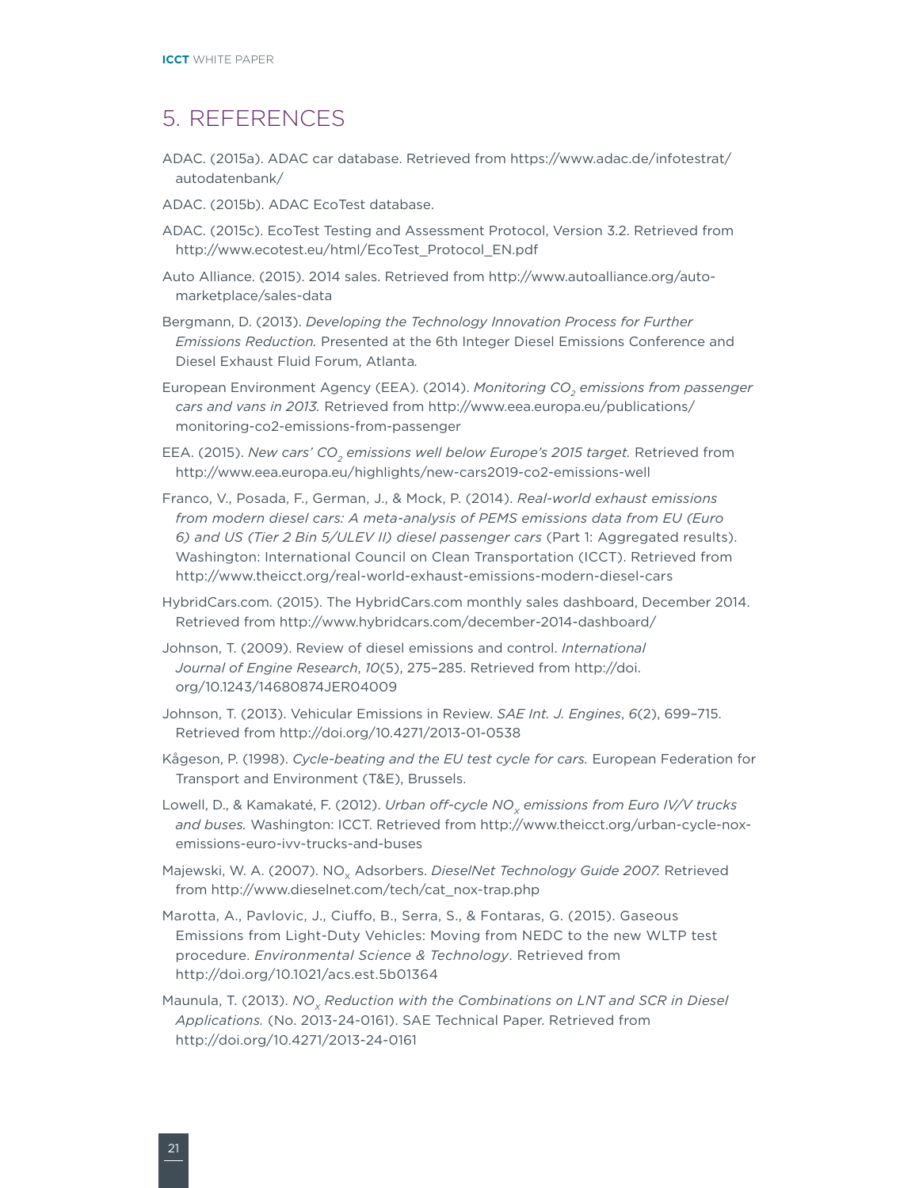# 5. REFERENCES

ADAC. (2015a). ADAC car database. Retrieved from https://www.adac.de/infotestrat/autodatenbank/

ADAC. (2015b). ADAC EcoTest database.

ADAC. (2015c). EcoTest Testing and Assessment Protocol, Version 3.2. Retrieved from http://www.ecotest.eu/html/EcoTest_Protocol_EN.pdf

Auto Alliance. (2015). 2014 sales. Retrieved from http://www.autoalliance.org/auto-marketplace/sales-data

Bergmann, D. (2013). *Developing the Technology Innovation Process for Further Emissions Reduction.* Presented at the 6th Integer Diesel Emissions Conference and Diesel Exhaust Fluid Forum, Atlanta.

European Environment Agency (EEA). (2014). *Monitoring $CO_2$ emissions from passenger cars and vans in 2013.* Retrieved from http://www.eea.europa.eu/publications/monitoring-co2-emissions-from-passenger

EEA. (2015). *New cars' $CO_2$ emissions well below Europe's 2015 target.* Retrieved from http://www.eea.europa.eu/highlights/new-cars2019-co2-emissions-well

Franco, V., Posada, F., German, J., & Mock, P. (2014). *Real-world exhaust emissions from modern diesel cars: A meta-analysis of PEMS emissions data from EU (Euro 6) and US (Tier 2 Bin 5/ULEV II) diesel passenger cars* (Part 1: Aggregated results). Washington: International Council on Clean Transportation (ICCT). Retrieved from http://www.theicct.org/real-world-exhaust-emissions-modern-diesel-cars

HybridCars.com. (2015). The HybridCars.com monthly sales dashboard, December 2014. Retrieved from http://www.hybridcars.com/december-2014-dashboard/

Johnson, T. (2009). Review of diesel emissions and control. *International Journal of Engine Research*, *10*(5), 275–285. Retrieved from http://doi.org/10.1243/14680874JER04009

Johnson, T. (2013). Vehicular Emissions in Review. *SAE Int. J. Engines*, *6*(2), 699–715. Retrieved from http://doi.org/10.4271/2013-01-0538

Kågeson, P. (1998). *Cycle-beating and the EU test cycle for cars.* European Federation for Transport and Environment (T&E), Brussels.

Lowell, D., & Kamakaté, F. (2012). *Urban off-cycle $NO_x$ emissions from Euro IV/V trucks and buses.* Washington: ICCT. Retrieved from http://www.theicct.org/urban-cycle-nox-emissions-euro-ivv-trucks-and-buses

Majewski, W. A. (2007). $NO_x$ Adsorbers. *DieselNet Technology Guide 2007.* Retrieved from http://www.dieselnet.com/tech/cat_nox-trap.php

Marotta, A., Pavlovic, J., Ciuffo, B., Serra, S., & Fontaras, G. (2015). Gaseous Emissions from Light-Duty Vehicles: Moving from NEDC to the new WLTP test procedure. *Environmental Science & Technology*. Retrieved from http://doi.org/10.1021/acs.est.5b01364

Maunula, T. (2013). *$NO_x$ Reduction with the Combinations on LNT and SCR in Diesel Applications.* (No. 2013-24-0161). SAE Technical Paper. Retrieved from http://doi.org/10.4271/2013-24-0161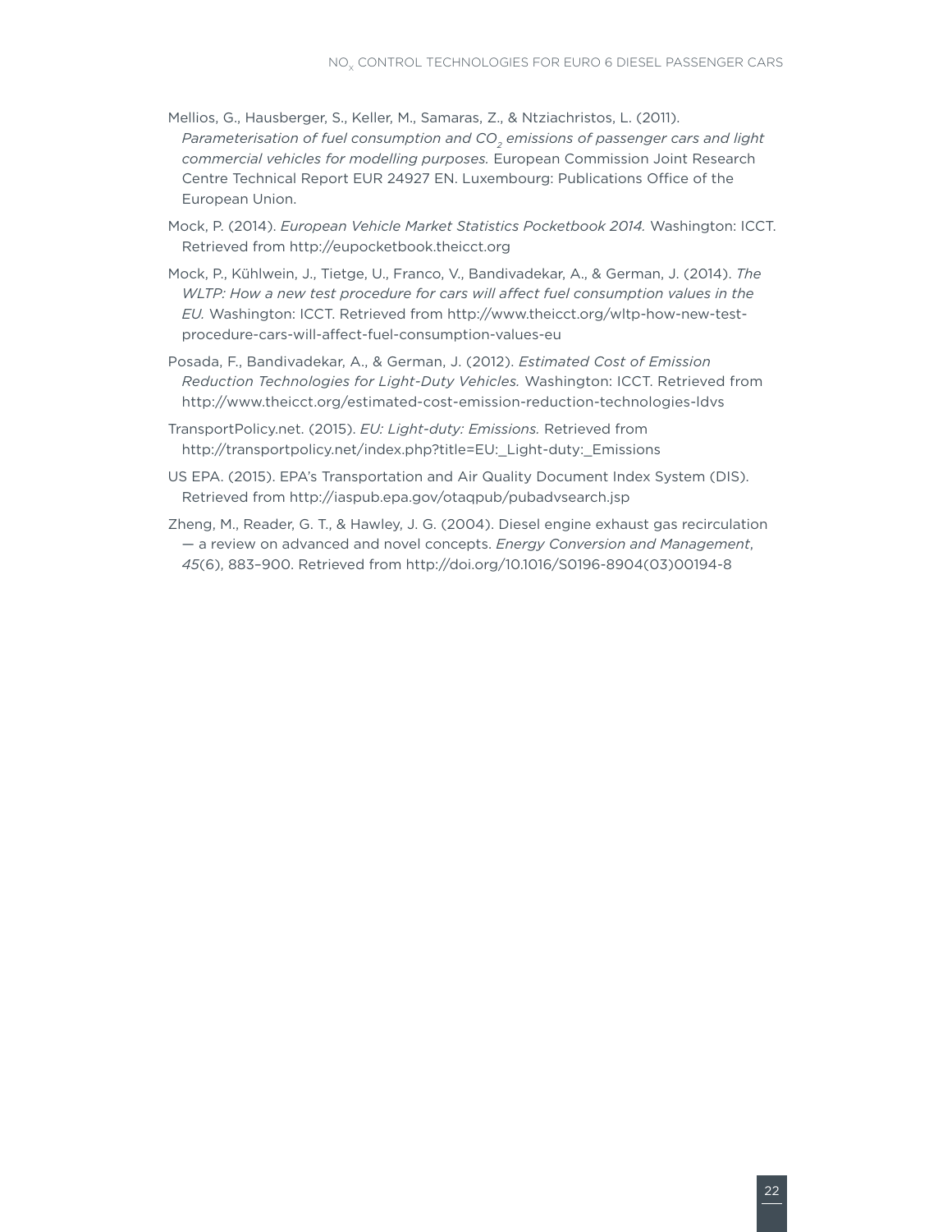Mellios, G., Hausberger, S., Keller, M., Samaras, Z., & Ntziachristos, L. (2011). *Parameterisation of fuel consumption and $CO_2$ emissions of passenger cars and light commercial vehicles for modelling purposes.* European Commission Joint Research Centre Technical Report EUR 24927 EN. Luxembourg: Publications Office of the European Union.

Mock, P. (2014). *European Vehicle Market Statistics Pocketbook 2014.* Washington: ICCT. Retrieved from http://eupocketbook.theicct.org

Mock, P., Kühlwein, J., Tietge, U., Franco, V., Bandivadekar, A., & German, J. (2014). *The WLTP: How a new test procedure for cars will affect fuel consumption values in the EU.* Washington: ICCT. Retrieved from http://www.theicct.org/wltp-how-new-test-procedure-cars-will-affect-fuel-consumption-values-eu

Posada, F., Bandivadekar, A., & German, J. (2012). *Estimated Cost of Emission Reduction Technologies for Light-Duty Vehicles.* Washington: ICCT. Retrieved from http://www.theicct.org/estimated-cost-emission-reduction-technologies-ldvs

TransportPolicy.net. (2015). *EU: Light-duty: Emissions.* Retrieved from http://transportpolicy.net/index.php?title=EU:_Light-duty:_Emissions

US EPA. (2015). EPA's Transportation and Air Quality Document Index System (DIS). Retrieved from http://iaspub.epa.gov/otaqpub/pubadvsearch.jsp

Zheng, M., Reader, G. T., & Hawley, J. G. (2004). Diesel engine exhaust gas recirculation — a review on advanced and novel concepts. *Energy Conversion and Management*, *45*(6), 883–900. Retrieved from http://doi.org/10.1016/S0196-8904(03)00194-8